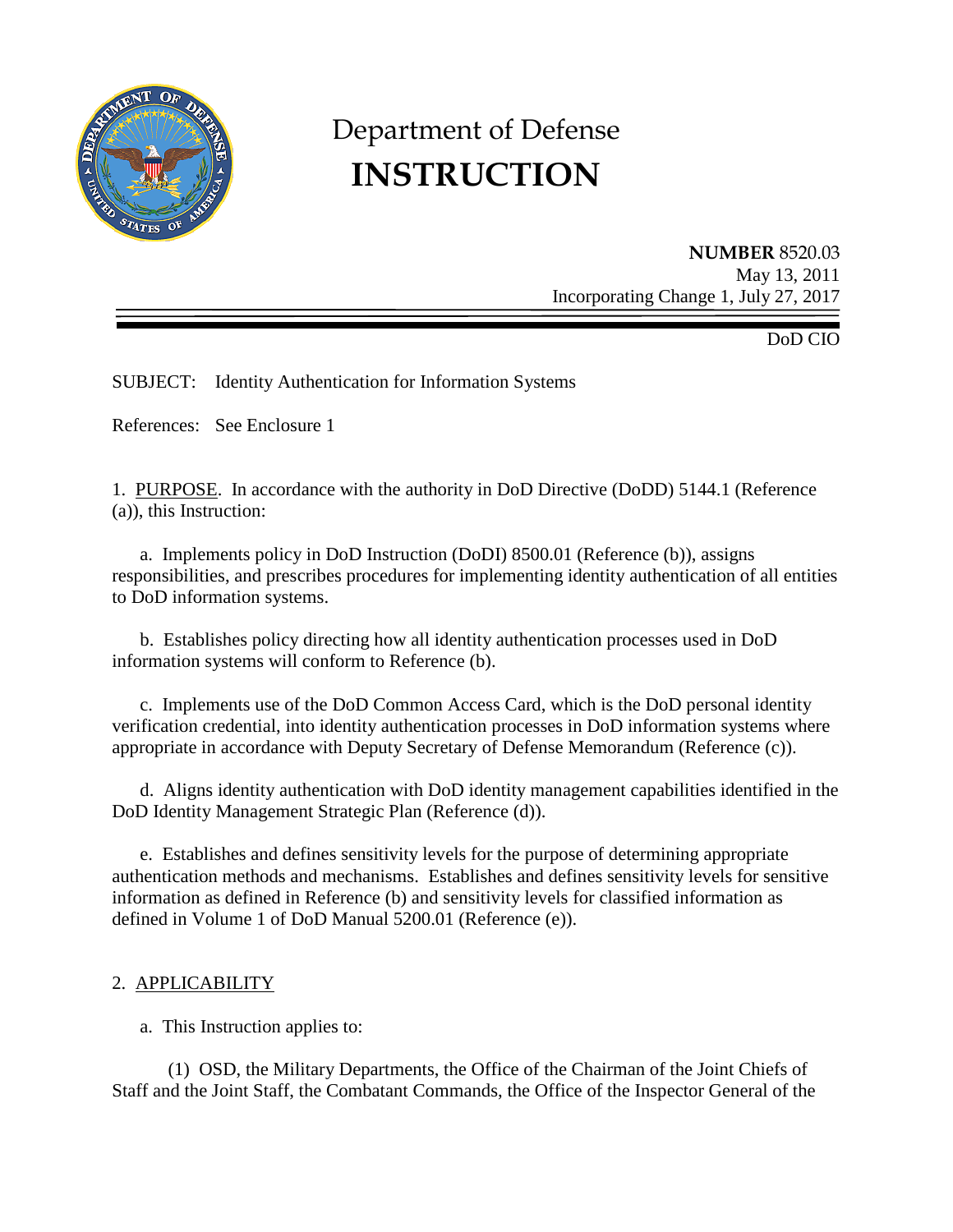# Department of Defense
# INSTRUCTION

**NUMBER** 8520.03
May 13, 2011
Incorporating Change 1, July 27, 2017

DoD CIO

SUBJECT: Identity Authentication for Information Systems

References: See Enclosure 1

1. PURPOSE. In accordance with the authority in DoD Directive (DoDD) 5144.1 (Reference (a)), this Instruction:

a. Implements policy in DoD Instruction (DoDI) 8500.01 (Reference (b)), assigns responsibilities, and prescribes procedures for implementing identity authentication of all entities to DoD information systems.

b. Establishes policy directing how all identity authentication processes used in DoD information systems will conform to Reference (b).

c. Implements use of the DoD Common Access Card, which is the DoD personal identity verification credential, into identity authentication processes in DoD information systems where appropriate in accordance with Deputy Secretary of Defense Memorandum (Reference (c)).

d. Aligns identity authentication with DoD identity management capabilities identified in the DoD Identity Management Strategic Plan (Reference (d)).

e. Establishes and defines sensitivity levels for the purpose of determining appropriate authentication methods and mechanisms. Establishes and defines sensitivity levels for sensitive information as defined in Reference (b) and sensitivity levels for classified information as defined in Volume 1 of DoD Manual 5200.01 (Reference (e)).

2. APPLICABILITY

a. This Instruction applies to:

(1) OSD, the Military Departments, the Office of the Chairman of the Joint Chiefs of Staff and the Joint Staff, the Combatant Commands, the Office of the Inspector General of the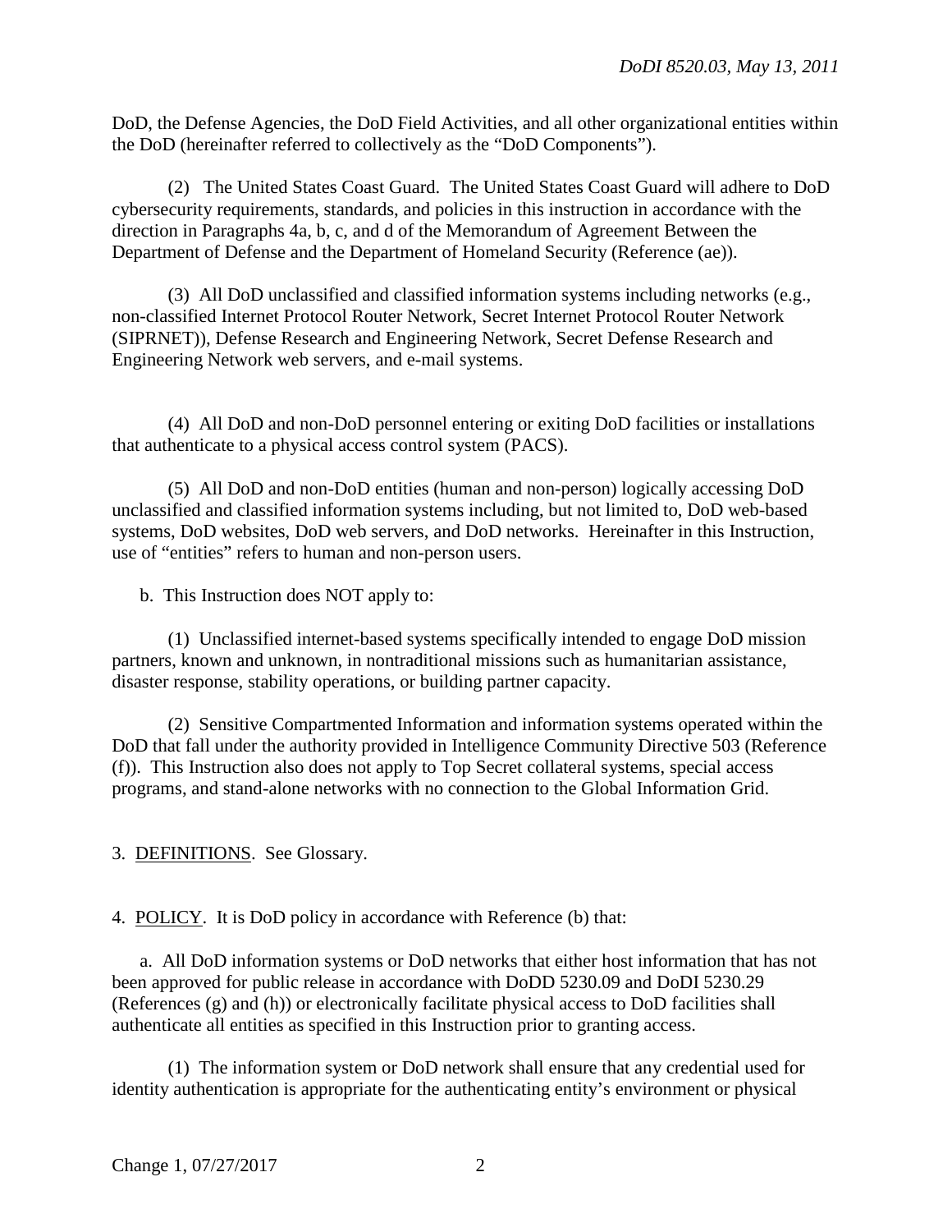DoD, the Defense Agencies, the DoD Field Activities, and all other organizational entities within the DoD (hereinafter referred to collectively as the "DoD Components").

(2) The United States Coast Guard. The United States Coast Guard will adhere to DoD cybersecurity requirements, standards, and policies in this instruction in accordance with the direction in Paragraphs 4a, b, c, and d of the Memorandum of Agreement Between the Department of Defense and the Department of Homeland Security (Reference (ae)).

(3) All DoD unclassified and classified information systems including networks (e.g., non-classified Internet Protocol Router Network, Secret Internet Protocol Router Network (SIPRNET)), Defense Research and Engineering Network, Secret Defense Research and Engineering Network web servers, and e-mail systems.

(4) All DoD and non-DoD personnel entering or exiting DoD facilities or installations that authenticate to a physical access control system (PACS).

(5) All DoD and non-DoD entities (human and non-person) logically accessing DoD unclassified and classified information systems including, but not limited to, DoD web-based systems, DoD websites, DoD web servers, and DoD networks. Hereinafter in this Instruction, use of "entities" refers to human and non-person users.

b. This Instruction does NOT apply to:

(1) Unclassified internet-based systems specifically intended to engage DoD mission partners, known and unknown, in nontraditional missions such as humanitarian assistance, disaster response, stability operations, or building partner capacity.

(2) Sensitive Compartmented Information and information systems operated within the DoD that fall under the authority provided in Intelligence Community Directive 503 (Reference (f)). This Instruction also does not apply to Top Secret collateral systems, special access programs, and stand-alone networks with no connection to the Global Information Grid.

3. DEFINITIONS. See Glossary.

4. POLICY. It is DoD policy in accordance with Reference (b) that:

a. All DoD information systems or DoD networks that either host information that has not been approved for public release in accordance with DoDD 5230.09 and DoDI 5230.29 (References (g) and (h)) or electronically facilitate physical access to DoD facilities shall authenticate all entities as specified in this Instruction prior to granting access.

(1) The information system or DoD network shall ensure that any credential used for identity authentication is appropriate for the authenticating entity's environment or physical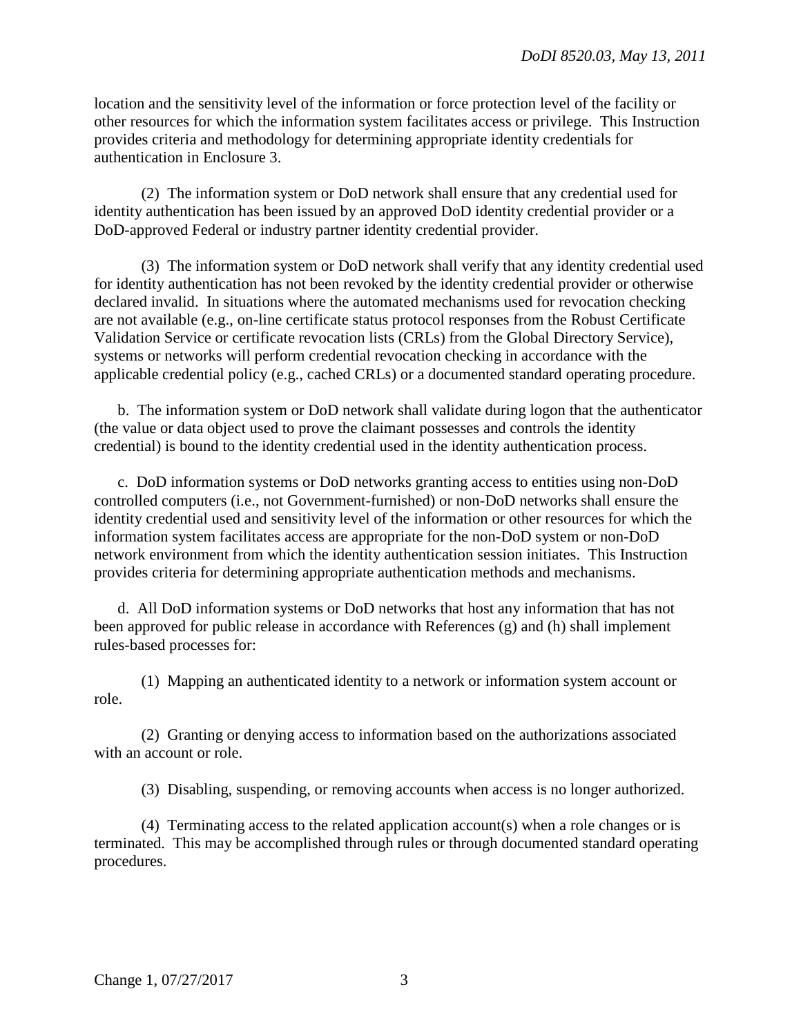location and the sensitivity level of the information or force protection level of the facility or other resources for which the information system facilitates access or privilege. This Instruction provides criteria and methodology for determining appropriate identity credentials for authentication in Enclosure 3.

(2) The information system or DoD network shall ensure that any credential used for identity authentication has been issued by an approved DoD identity credential provider or a DoD-approved Federal or industry partner identity credential provider.

(3) The information system or DoD network shall verify that any identity credential used for identity authentication has not been revoked by the identity credential provider or otherwise declared invalid. In situations where the automated mechanisms used for revocation checking are not available (e.g., on-line certificate status protocol responses from the Robust Certificate Validation Service or certificate revocation lists (CRLs) from the Global Directory Service), systems or networks will perform credential revocation checking in accordance with the applicable credential policy (e.g., cached CRLs) or a documented standard operating procedure.

b. The information system or DoD network shall validate during logon that the authenticator (the value or data object used to prove the claimant possesses and controls the identity credential) is bound to the identity credential used in the identity authentication process.

c. DoD information systems or DoD networks granting access to entities using non-DoD controlled computers (i.e., not Government-furnished) or non-DoD networks shall ensure the identity credential used and sensitivity level of the information or other resources for which the information system facilitates access are appropriate for the non-DoD system or non-DoD network environment from which the identity authentication session initiates. This Instruction provides criteria for determining appropriate authentication methods and mechanisms.

d. All DoD information systems or DoD networks that host any information that has not been approved for public release in accordance with References (g) and (h) shall implement rules-based processes for:

(1) Mapping an authenticated identity to a network or information system account or role.

(2) Granting or denying access to information based on the authorizations associated with an account or role.

(3) Disabling, suspending, or removing accounts when access is no longer authorized.

(4) Terminating access to the related application account(s) when a role changes or is terminated. This may be accomplished through rules or through documented standard operating procedures.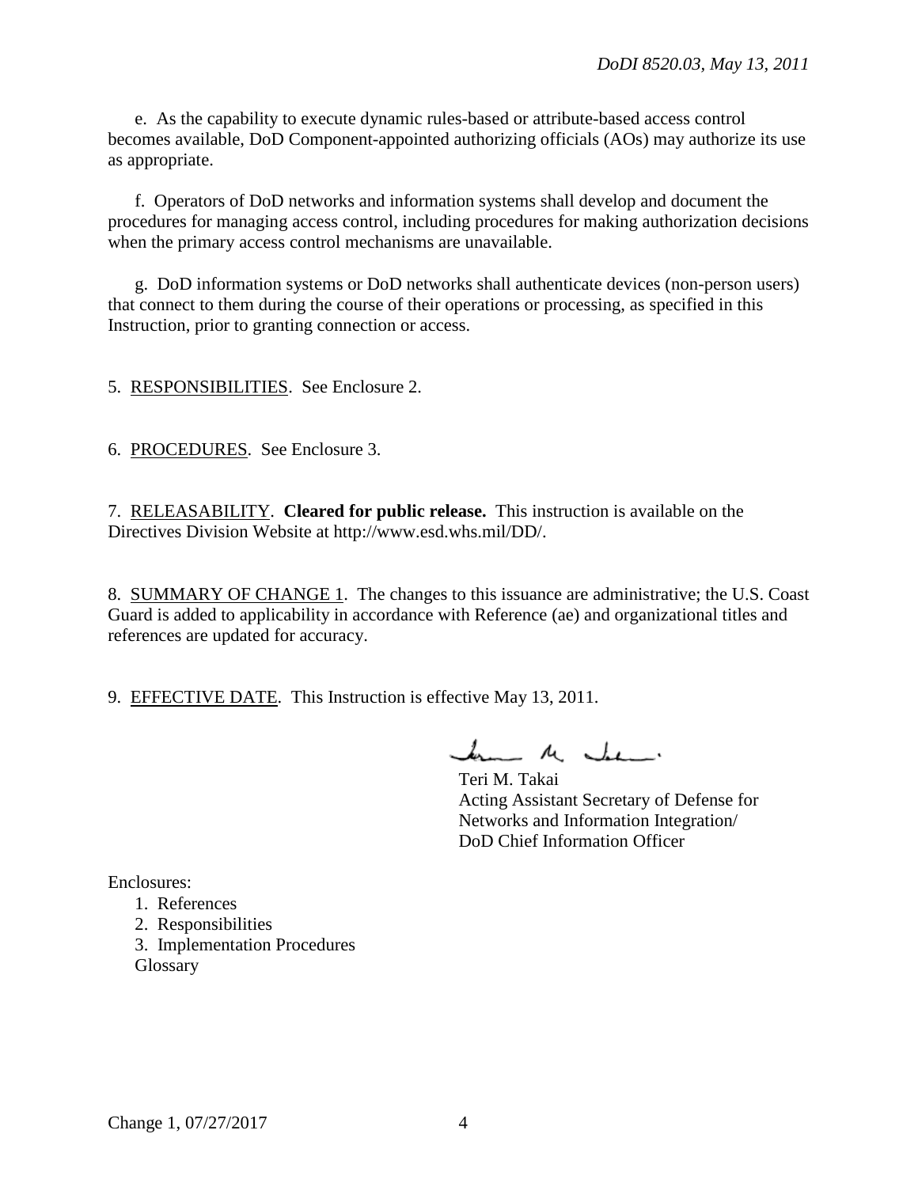e. As the capability to execute dynamic rules-based or attribute-based access control becomes available, DoD Component-appointed authorizing officials (AOs) may authorize its use as appropriate.

f. Operators of DoD networks and information systems shall develop and document the procedures for managing access control, including procedures for making authorization decisions when the primary access control mechanisms are unavailable.

g. DoD information systems or DoD networks shall authenticate devices (non-person users) that connect to them during the course of their operations or processing, as specified in this Instruction, prior to granting connection or access.

5. RESPONSIBILITIES. See Enclosure 2.

6. PROCEDURES. See Enclosure 3.

7. RELEASABILITY. **Cleared for public release.** This instruction is available on the Directives Division Website at http://www.esd.whs.mil/DD/.

8. SUMMARY OF CHANGE 1. The changes to this issuance are administrative; the U.S. Coast Guard is added to applicability in accordance with Reference (ae) and organizational titles and references are updated for accuracy.

9. EFFECTIVE DATE. This Instruction is effective May 13, 2011.

Teri M. Takai
Acting Assistant Secretary of Defense for
Networks and Information Integration/
DoD Chief Information Officer

Enclosures:
1. References
2. Responsibilities
3. Implementation Procedures
Glossary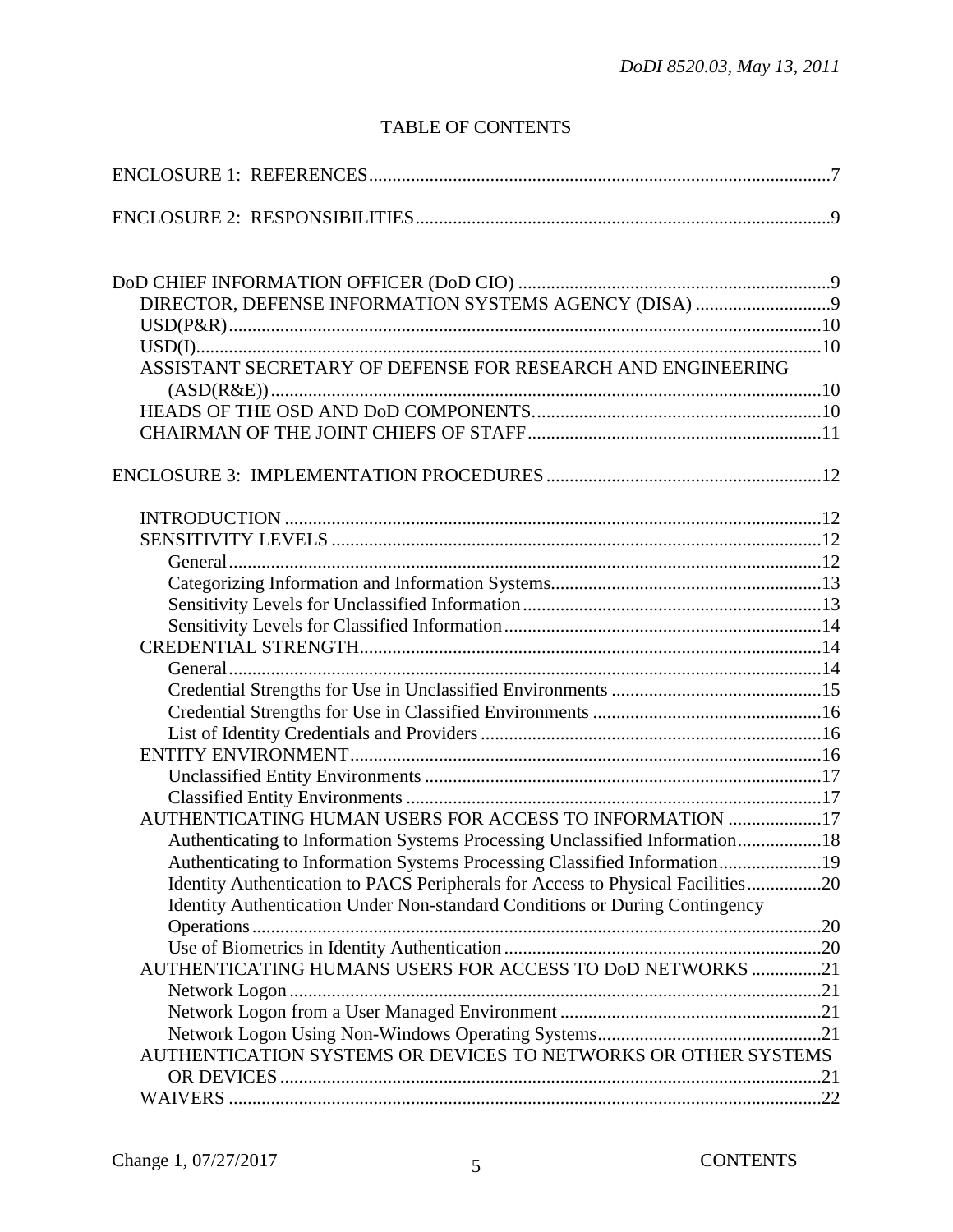## TABLE OF CONTENTS

ENCLOSURE 1: REFERENCES .....7

ENCLOSURE 2: RESPONSIBILITIES .....9

DoD CHIEF INFORMATION OFFICER (DoD CIO) .....9
- DIRECTOR, DEFENSE INFORMATION SYSTEMS AGENCY (DISA) .....9
- USD(P&R) .....10
- USD(I) .....10
- ASSISTANT SECRETARY OF DEFENSE FOR RESEARCH AND ENGINEERING (ASD(R&E)) .....10
- HEADS OF THE OSD AND DoD COMPONENTS .....10
- CHAIRMAN OF THE JOINT CHIEFS OF STAFF .....11

ENCLOSURE 3: IMPLEMENTATION PROCEDURES .....12

- INTRODUCTION .....12
- SENSITIVITY LEVELS .....12
  - General .....12
  - Categorizing Information and Information Systems .....13
  - Sensitivity Levels for Unclassified Information .....13
  - Sensitivity Levels for Classified Information .....14
- CREDENTIAL STRENGTH .....14
  - General .....14
  - Credential Strengths for Use in Unclassified Environments .....15
  - Credential Strengths for Use in Classified Environments .....16
  - List of Identity Credentials and Providers .....16
- ENTITY ENVIRONMENT .....16
  - Unclassified Entity Environments .....17
  - Classified Entity Environments .....17
- AUTHENTICATING HUMAN USERS FOR ACCESS TO INFORMATION .....17
  - Authenticating to Information Systems Processing Unclassified Information .....18
  - Authenticating to Information Systems Processing Classified Information .....19
  - Identity Authentication to PACS Peripherals for Access to Physical Facilities .....20
  - Identity Authentication Under Non-standard Conditions or During Contingency Operations .....20
  - Use of Biometrics in Identity Authentication .....20
- AUTHENTICATING HUMANS USERS FOR ACCESS TO DoD NETWORKS .....21
  - Network Logon .....21
  - Network Logon from a User Managed Environment .....21
  - Network Logon Using Non-Windows Operating Systems .....21
- AUTHENTICATION SYSTEMS OR DEVICES TO NETWORKS OR OTHER SYSTEMS OR DEVICES .....21
- WAIVERS .....22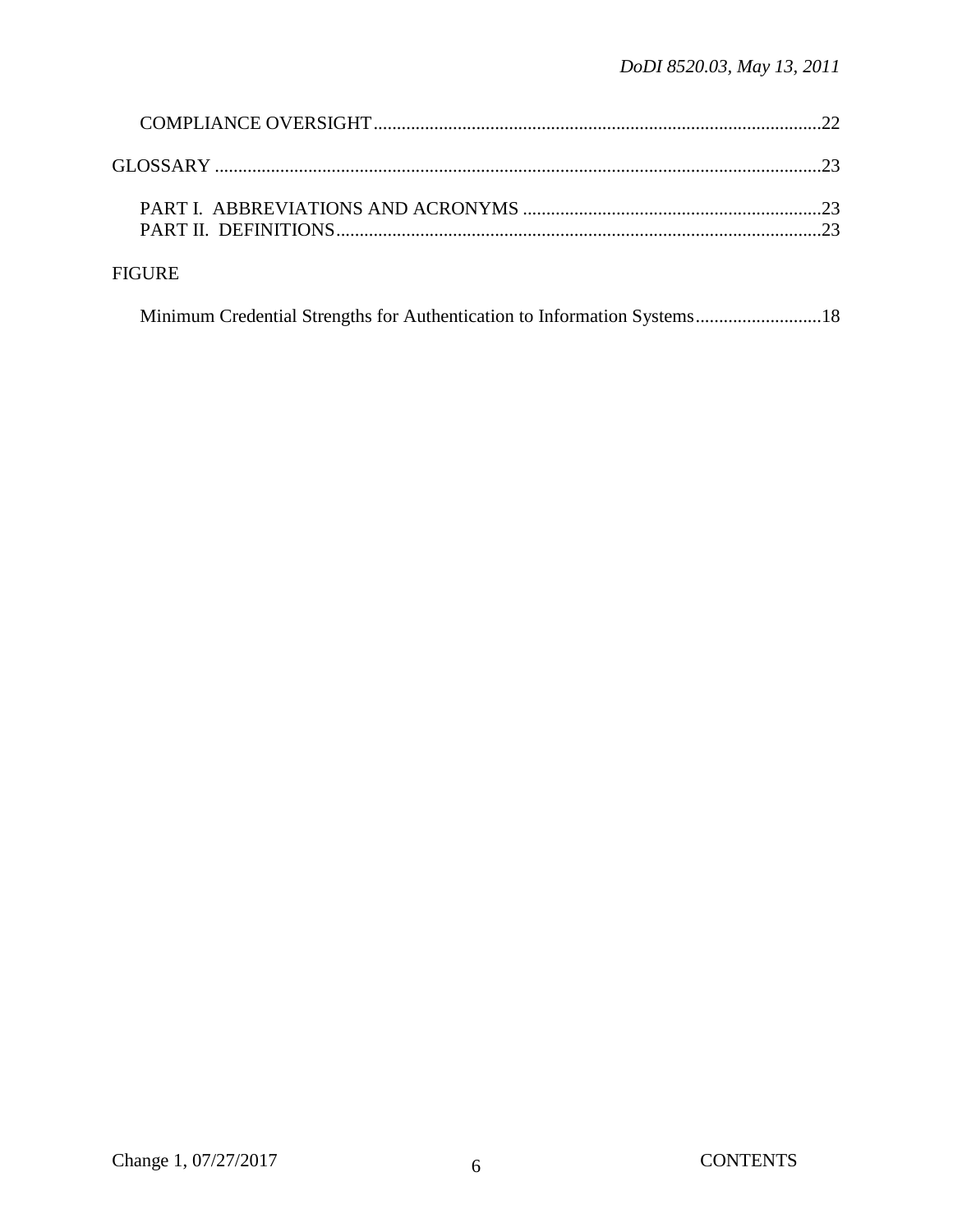COMPLIANCE OVERSIGHT ....................................................................................................22

GLOSSARY ........................................................................................................................23

PART I. ABBREVIATIONS AND ACRONYMS ...........................................................23
PART II. DEFINITIONS...................................................................................................23

FIGURE

Minimum Credential Strengths for Authentication to Information Systems ...........................18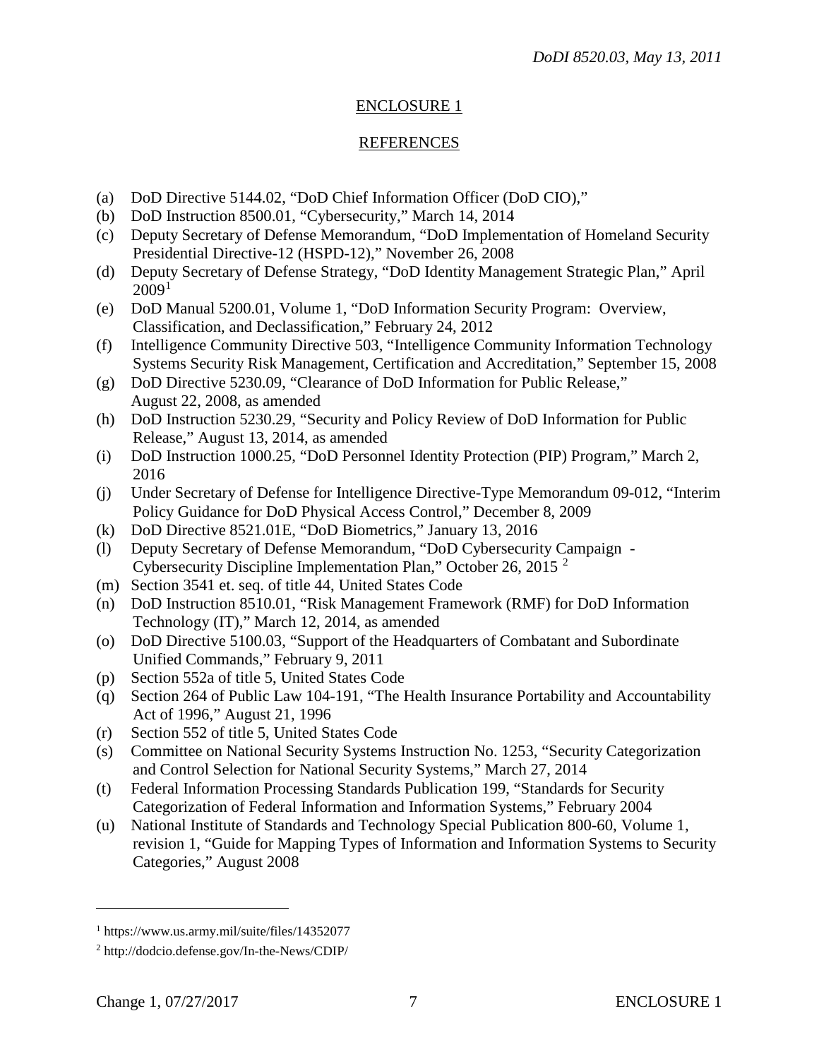## ENCLOSURE 1

## REFERENCES

(a) DoD Directive 5144.02, "DoD Chief Information Officer (DoD CIO),"
(b) DoD Instruction 8500.01, "Cybersecurity," March 14, 2014
(c) Deputy Secretary of Defense Memorandum, "DoD Implementation of Homeland Security Presidential Directive-12 (HSPD-12)," November 26, 2008
(d) Deputy Secretary of Defense Strategy, "DoD Identity Management Strategic Plan," April 2009[1]
(e) DoD Manual 5200.01, Volume 1, "DoD Information Security Program: Overview, Classification, and Declassification," February 24, 2012
(f) Intelligence Community Directive 503, "Intelligence Community Information Technology Systems Security Risk Management, Certification and Accreditation," September 15, 2008
(g) DoD Directive 5230.09, "Clearance of DoD Information for Public Release," August 22, 2008, as amended
(h) DoD Instruction 5230.29, "Security and Policy Review of DoD Information for Public Release," August 13, 2014, as amended
(i) DoD Instruction 1000.25, "DoD Personnel Identity Protection (PIP) Program," March 2, 2016
(j) Under Secretary of Defense for Intelligence Directive-Type Memorandum 09-012, "Interim Policy Guidance for DoD Physical Access Control," December 8, 2009
(k) DoD Directive 8521.01E, "DoD Biometrics," January 13, 2016
(l) Deputy Secretary of Defense Memorandum, "DoD Cybersecurity Campaign - Cybersecurity Discipline Implementation Plan," October 26, 2015 [2]
(m) Section 3541 et. seq. of title 44, United States Code
(n) DoD Instruction 8510.01, "Risk Management Framework (RMF) for DoD Information Technology (IT)," March 12, 2014, as amended
(o) DoD Directive 5100.03, "Support of the Headquarters of Combatant and Subordinate Unified Commands," February 9, 2011
(p) Section 552a of title 5, United States Code
(q) Section 264 of Public Law 104-191, "The Health Insurance Portability and Accountability Act of 1996," August 21, 1996
(r) Section 552 of title 5, United States Code
(s) Committee on National Security Systems Instruction No. 1253, "Security Categorization and Control Selection for National Security Systems," March 27, 2014
(t) Federal Information Processing Standards Publication 199, "Standards for Security Categorization of Federal Information and Information Systems," February 2004
(u) National Institute of Standards and Technology Special Publication 800-60, Volume 1, revision 1, "Guide for Mapping Types of Information and Information Systems to Security Categories," August 2008

---

[1] https://www.us.army.mil/suite/files/14352077

[2] http://dodcio.defense.gov/In-the-News/CDIP/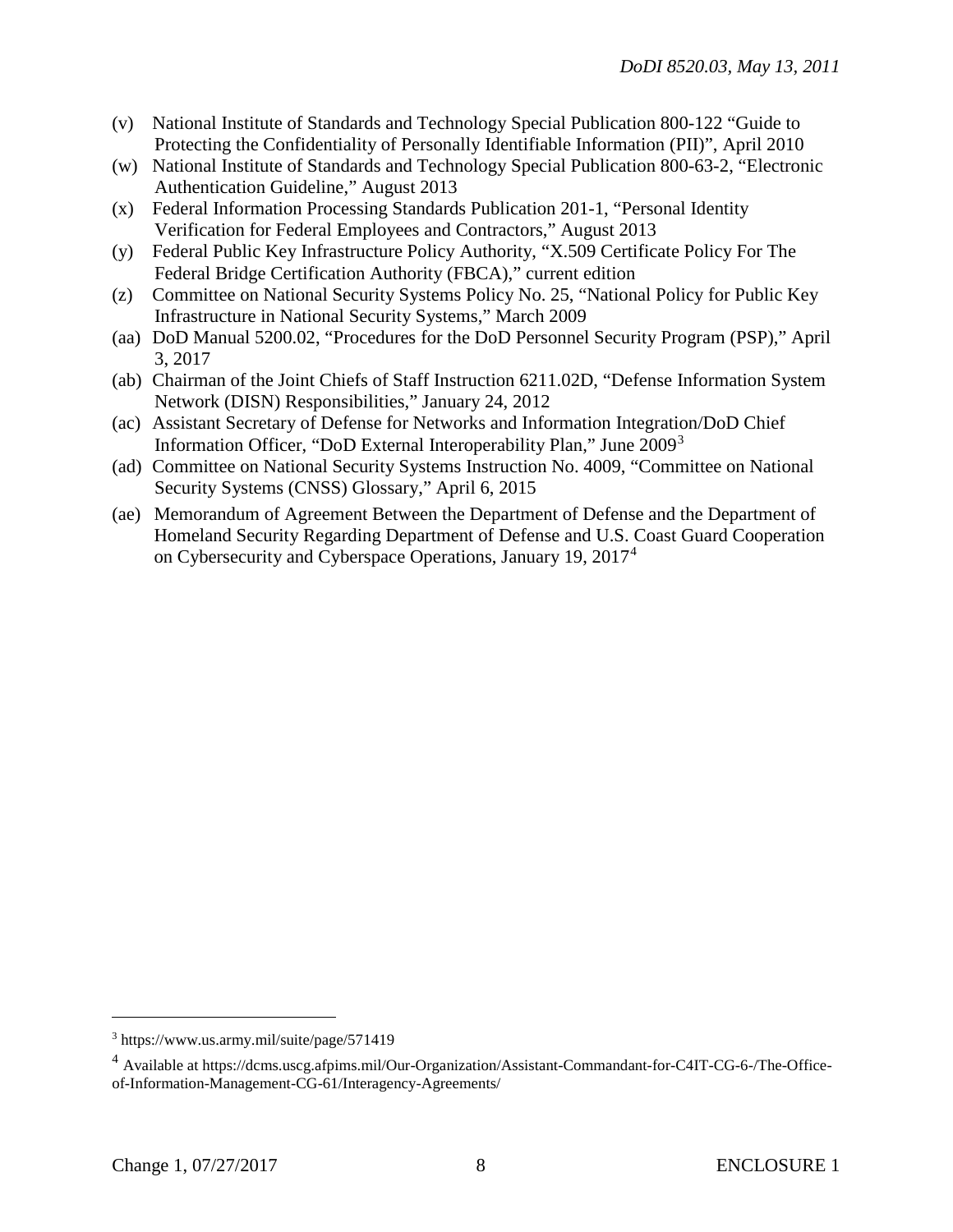(v) National Institute of Standards and Technology Special Publication 800-122 "Guide to Protecting the Confidentiality of Personally Identifiable Information (PII)", April 2010

(w) National Institute of Standards and Technology Special Publication 800-63-2, "Electronic Authentication Guideline," August 2013

(x) Federal Information Processing Standards Publication 201-1, "Personal Identity Verification for Federal Employees and Contractors," August 2013

(y) Federal Public Key Infrastructure Policy Authority, "X.509 Certificate Policy For The Federal Bridge Certification Authority (FBCA)," current edition

(z) Committee on National Security Systems Policy No. 25, "National Policy for Public Key Infrastructure in National Security Systems," March 2009

(aa) DoD Manual 5200.02, "Procedures for the DoD Personnel Security Program (PSP)," April 3, 2017

(ab) Chairman of the Joint Chiefs of Staff Instruction 6211.02D, "Defense Information System Network (DISN) Responsibilities," January 24, 2012

(ac) Assistant Secretary of Defense for Networks and Information Integration/DoD Chief Information Officer, "DoD External Interoperability Plan," June 2009[3]

(ad) Committee on National Security Systems Instruction No. 4009, "Committee on National Security Systems (CNSS) Glossary," April 6, 2015

(ae) Memorandum of Agreement Between the Department of Defense and the Department of Homeland Security Regarding Department of Defense and U.S. Coast Guard Cooperation on Cybersecurity and Cyberspace Operations, January 19, 2017[4]

---

[3] https://www.us.army.mil/suite/page/571419

[4] Available at https://dcms.uscg.afpims.mil/Our-Organization/Assistant-Commandant-for-C4IT-CG-6-/The-Office-of-Information-Management-CG-61/Interagency-Agreements/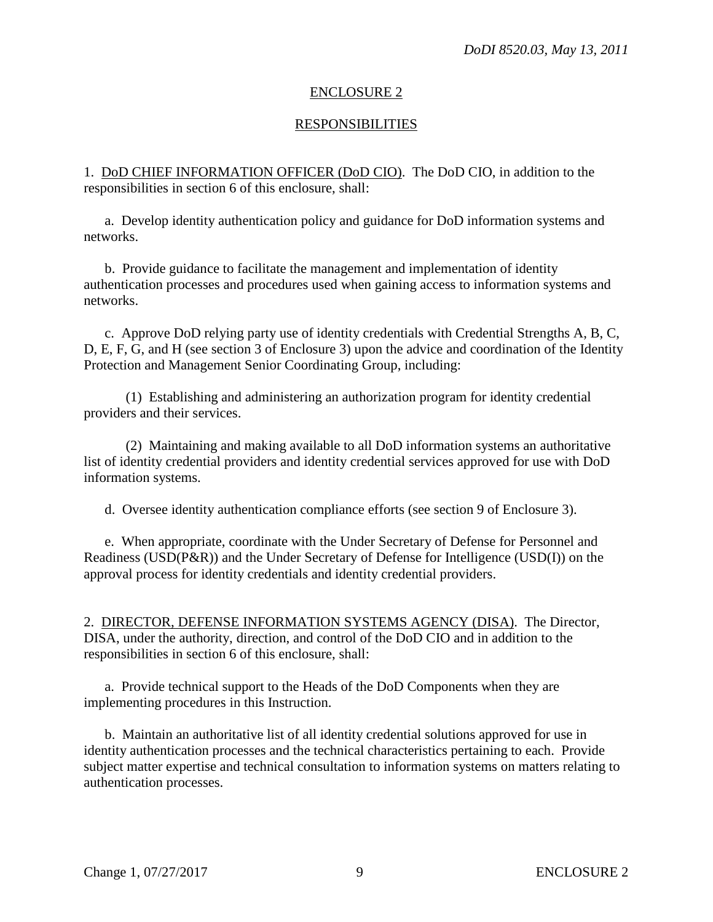## ENCLOSURE 2

## RESPONSIBILITIES

1. <u>DoD CHIEF INFORMATION OFFICER (DoD CIO)</u>. The DoD CIO, in addition to the responsibilities in section 6 of this enclosure, shall:

a. Develop identity authentication policy and guidance for DoD information systems and networks.

b. Provide guidance to facilitate the management and implementation of identity authentication processes and procedures used when gaining access to information systems and networks.

c. Approve DoD relying party use of identity credentials with Credential Strengths A, B, C, D, E, F, G, and H (see section 3 of Enclosure 3) upon the advice and coordination of the Identity Protection and Management Senior Coordinating Group, including:

(1) Establishing and administering an authorization program for identity credential providers and their services.

(2) Maintaining and making available to all DoD information systems an authoritative list of identity credential providers and identity credential services approved for use with DoD information systems.

d. Oversee identity authentication compliance efforts (see section 9 of Enclosure 3).

e. When appropriate, coordinate with the Under Secretary of Defense for Personnel and Readiness (USD(P&R)) and the Under Secretary of Defense for Intelligence (USD(I)) on the approval process for identity credentials and identity credential providers.

2. <u>DIRECTOR, DEFENSE INFORMATION SYSTEMS AGENCY (DISA)</u>. The Director, DISA, under the authority, direction, and control of the DoD CIO and in addition to the responsibilities in section 6 of this enclosure, shall:

a. Provide technical support to the Heads of the DoD Components when they are implementing procedures in this Instruction.

b. Maintain an authoritative list of all identity credential solutions approved for use in identity authentication processes and the technical characteristics pertaining to each. Provide subject matter expertise and technical consultation to information systems on matters relating to authentication processes.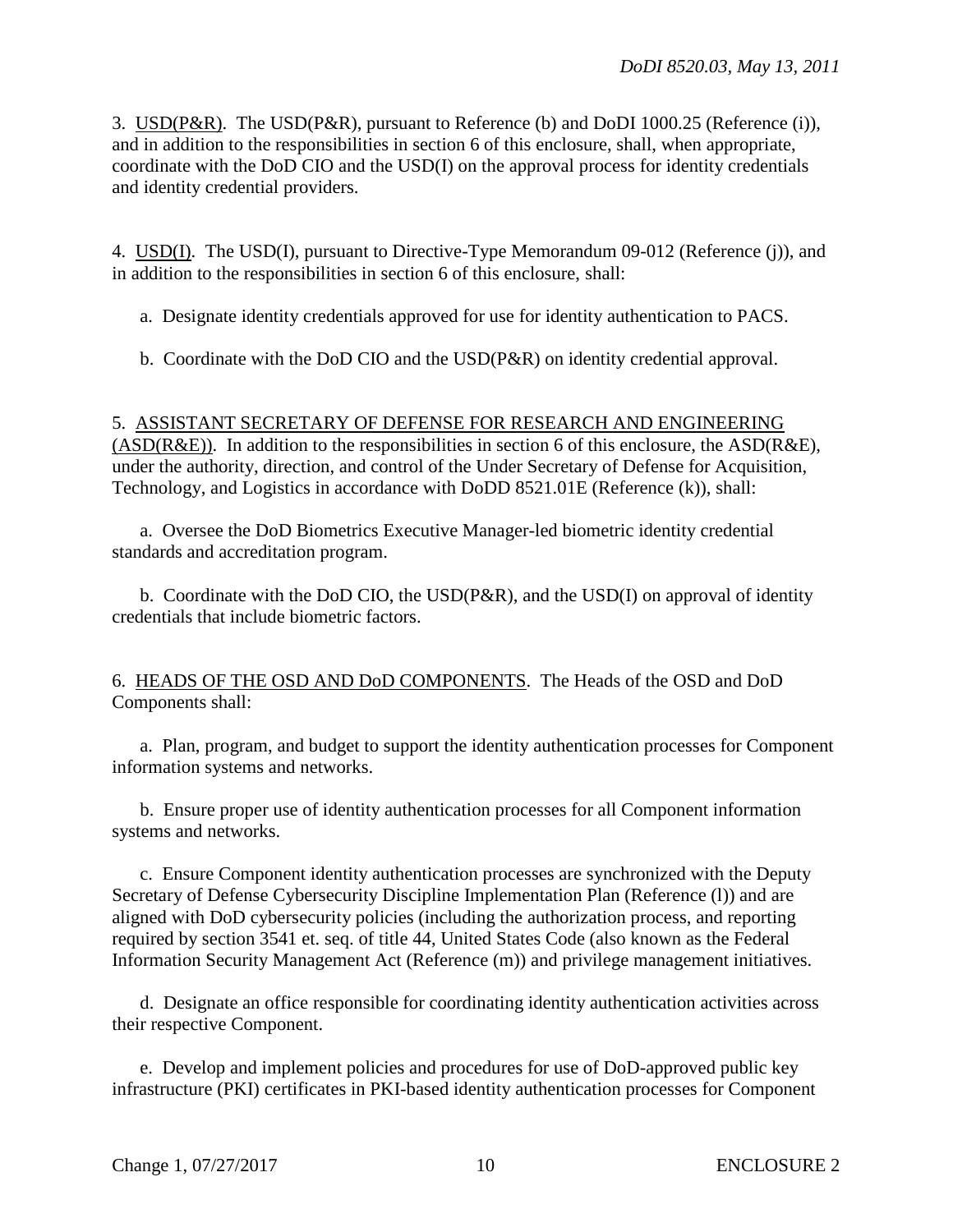3. USD(P&R). The USD(P&R), pursuant to Reference (b) and DoDI 1000.25 (Reference (i)), and in addition to the responsibilities in section 6 of this enclosure, shall, when appropriate, coordinate with the DoD CIO and the USD(I) on the approval process for identity credentials and identity credential providers.

4. USD(I). The USD(I), pursuant to Directive-Type Memorandum 09-012 (Reference (j)), and in addition to the responsibilities in section 6 of this enclosure, shall:

a. Designate identity credentials approved for use for identity authentication to PACS.

b. Coordinate with the DoD CIO and the USD(P&R) on identity credential approval.

5. ASSISTANT SECRETARY OF DEFENSE FOR RESEARCH AND ENGINEERING (ASD(R&E)). In addition to the responsibilities in section 6 of this enclosure, the ASD(R&E), under the authority, direction, and control of the Under Secretary of Defense for Acquisition, Technology, and Logistics in accordance with DoDD 8521.01E (Reference (k)), shall:

a. Oversee the DoD Biometrics Executive Manager-led biometric identity credential standards and accreditation program.

b. Coordinate with the DoD CIO, the USD(P&R), and the USD(I) on approval of identity credentials that include biometric factors.

6. HEADS OF THE OSD AND DoD COMPONENTS. The Heads of the OSD and DoD Components shall:

a. Plan, program, and budget to support the identity authentication processes for Component information systems and networks.

b. Ensure proper use of identity authentication processes for all Component information systems and networks.

c. Ensure Component identity authentication processes are synchronized with the Deputy Secretary of Defense Cybersecurity Discipline Implementation Plan (Reference (l)) and are aligned with DoD cybersecurity policies (including the authorization process, and reporting required by section 3541 et. seq. of title 44, United States Code (also known as the Federal Information Security Management Act (Reference (m)) and privilege management initiatives.

d. Designate an office responsible for coordinating identity authentication activities across their respective Component.

e. Develop and implement policies and procedures for use of DoD-approved public key infrastructure (PKI) certificates in PKI-based identity authentication processes for Component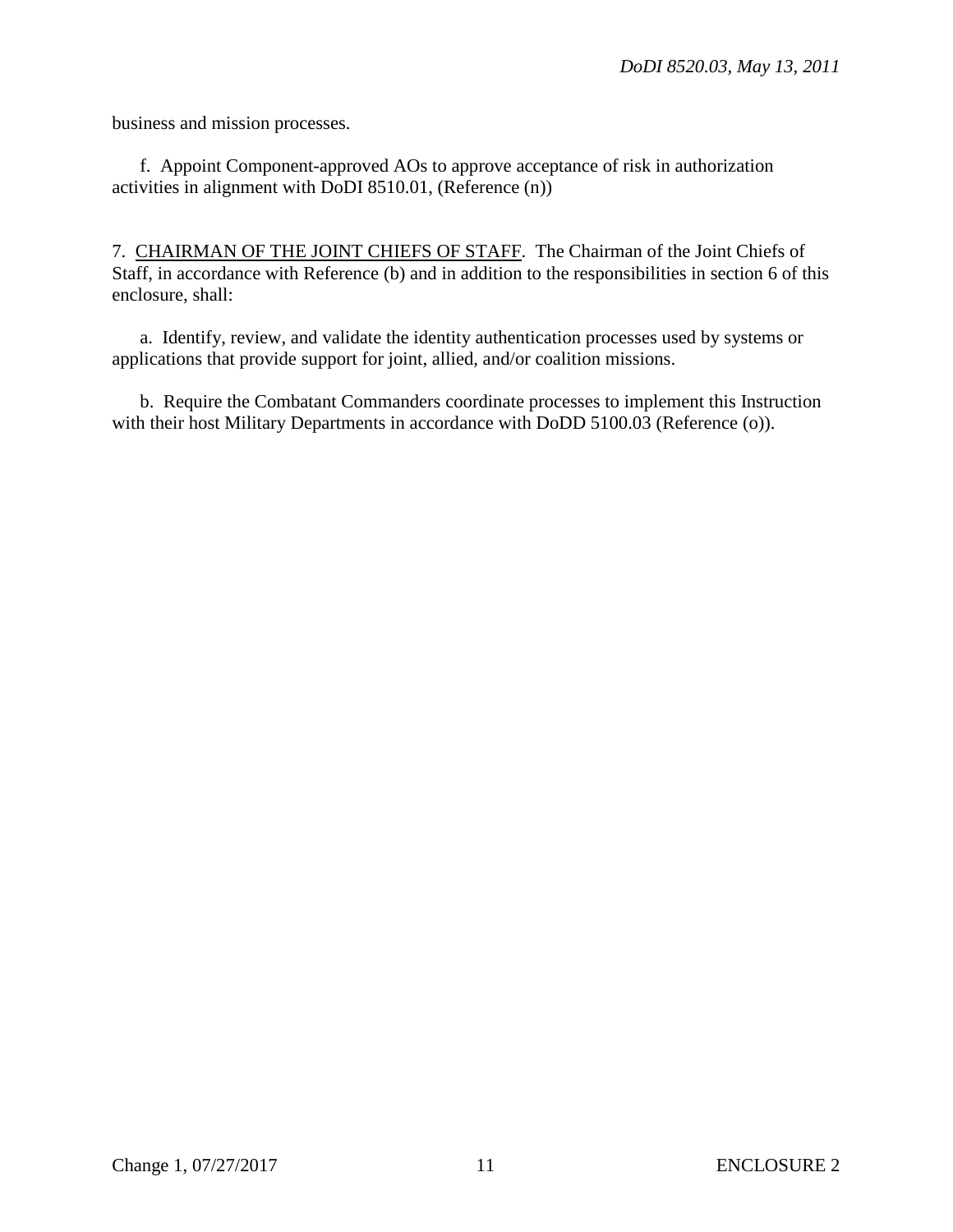business and mission processes.

f. Appoint Component-approved AOs to approve acceptance of risk in authorization activities in alignment with DoDI 8510.01, (Reference (n))

7. CHAIRMAN OF THE JOINT CHIEFS OF STAFF. The Chairman of the Joint Chiefs of Staff, in accordance with Reference (b) and in addition to the responsibilities in section 6 of this enclosure, shall:

a. Identify, review, and validate the identity authentication processes used by systems or applications that provide support for joint, allied, and/or coalition missions.

b. Require the Combatant Commanders coordinate processes to implement this Instruction with their host Military Departments in accordance with DoDD 5100.03 (Reference (o)).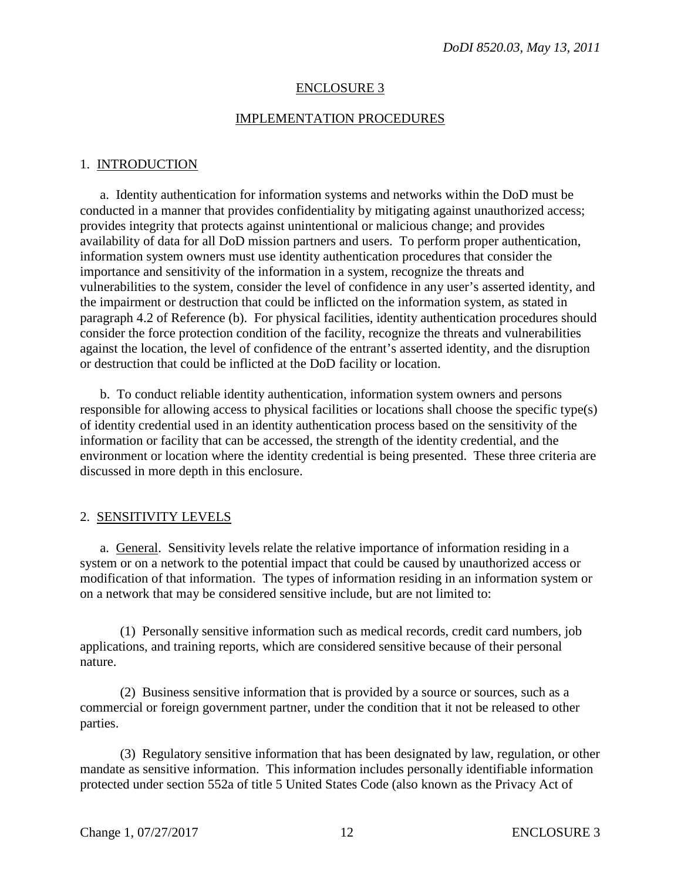## ENCLOSURE 3

## IMPLEMENTATION PROCEDURES

### 1. INTRODUCTION

a. Identity authentication for information systems and networks within the DoD must be conducted in a manner that provides confidentiality by mitigating against unauthorized access; provides integrity that protects against unintentional or malicious change; and provides availability of data for all DoD mission partners and users. To perform proper authentication, information system owners must use identity authentication procedures that consider the importance and sensitivity of the information in a system, recognize the threats and vulnerabilities to the system, consider the level of confidence in any user's asserted identity, and the impairment or destruction that could be inflicted on the information system, as stated in paragraph 4.2 of Reference (b). For physical facilities, identity authentication procedures should consider the force protection condition of the facility, recognize the threats and vulnerabilities against the location, the level of confidence of the entrant's asserted identity, and the disruption or destruction that could be inflicted at the DoD facility or location.

b. To conduct reliable identity authentication, information system owners and persons responsible for allowing access to physical facilities or locations shall choose the specific type(s) of identity credential used in an identity authentication process based on the sensitivity of the information or facility that can be accessed, the strength of the identity credential, and the environment or location where the identity credential is being presented. These three criteria are discussed in more depth in this enclosure.

### 2. SENSITIVITY LEVELS

a. General. Sensitivity levels relate the relative importance of information residing in a system or on a network to the potential impact that could be caused by unauthorized access or modification of that information. The types of information residing in an information system or on a network that may be considered sensitive include, but are not limited to:

(1) Personally sensitive information such as medical records, credit card numbers, job applications, and training reports, which are considered sensitive because of their personal nature.

(2) Business sensitive information that is provided by a source or sources, such as a commercial or foreign government partner, under the condition that it not be released to other parties.

(3) Regulatory sensitive information that has been designated by law, regulation, or other mandate as sensitive information. This information includes personally identifiable information protected under section 552a of title 5 United States Code (also known as the Privacy Act of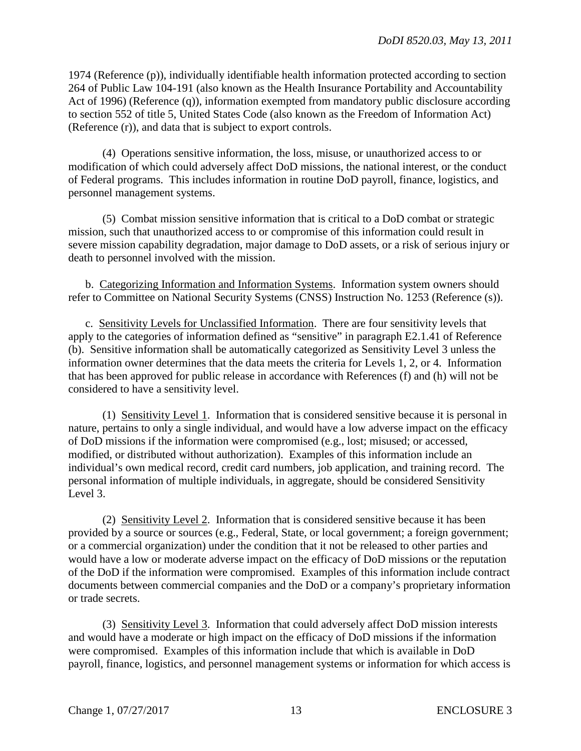1974 (Reference (p)), individually identifiable health information protected according to section 264 of Public Law 104-191 (also known as the Health Insurance Portability and Accountability Act of 1996) (Reference (q)), information exempted from mandatory public disclosure according to section 552 of title 5, United States Code (also known as the Freedom of Information Act) (Reference (r)), and data that is subject to export controls.

(4) Operations sensitive information, the loss, misuse, or unauthorized access to or modification of which could adversely affect DoD missions, the national interest, or the conduct of Federal programs. This includes information in routine DoD payroll, finance, logistics, and personnel management systems.

(5) Combat mission sensitive information that is critical to a DoD combat or strategic mission, such that unauthorized access to or compromise of this information could result in severe mission capability degradation, major damage to DoD assets, or a risk of serious injury or death to personnel involved with the mission.

b. Categorizing Information and Information Systems. Information system owners should refer to Committee on National Security Systems (CNSS) Instruction No. 1253 (Reference (s)).

c. Sensitivity Levels for Unclassified Information. There are four sensitivity levels that apply to the categories of information defined as "sensitive" in paragraph E2.1.41 of Reference (b). Sensitive information shall be automatically categorized as Sensitivity Level 3 unless the information owner determines that the data meets the criteria for Levels 1, 2, or 4. Information that has been approved for public release in accordance with References (f) and (h) will not be considered to have a sensitivity level.

(1) Sensitivity Level 1. Information that is considered sensitive because it is personal in nature, pertains to only a single individual, and would have a low adverse impact on the efficacy of DoD missions if the information were compromised (e.g., lost; misused; or accessed, modified, or distributed without authorization). Examples of this information include an individual's own medical record, credit card numbers, job application, and training record. The personal information of multiple individuals, in aggregate, should be considered Sensitivity Level 3.

(2) Sensitivity Level 2. Information that is considered sensitive because it has been provided by a source or sources (e.g., Federal, State, or local government; a foreign government; or a commercial organization) under the condition that it not be released to other parties and would have a low or moderate adverse impact on the efficacy of DoD missions or the reputation of the DoD if the information were compromised. Examples of this information include contract documents between commercial companies and the DoD or a company's proprietary information or trade secrets.

(3) Sensitivity Level 3. Information that could adversely affect DoD mission interests and would have a moderate or high impact on the efficacy of DoD missions if the information were compromised. Examples of this information include that which is available in DoD payroll, finance, logistics, and personnel management systems or information for which access is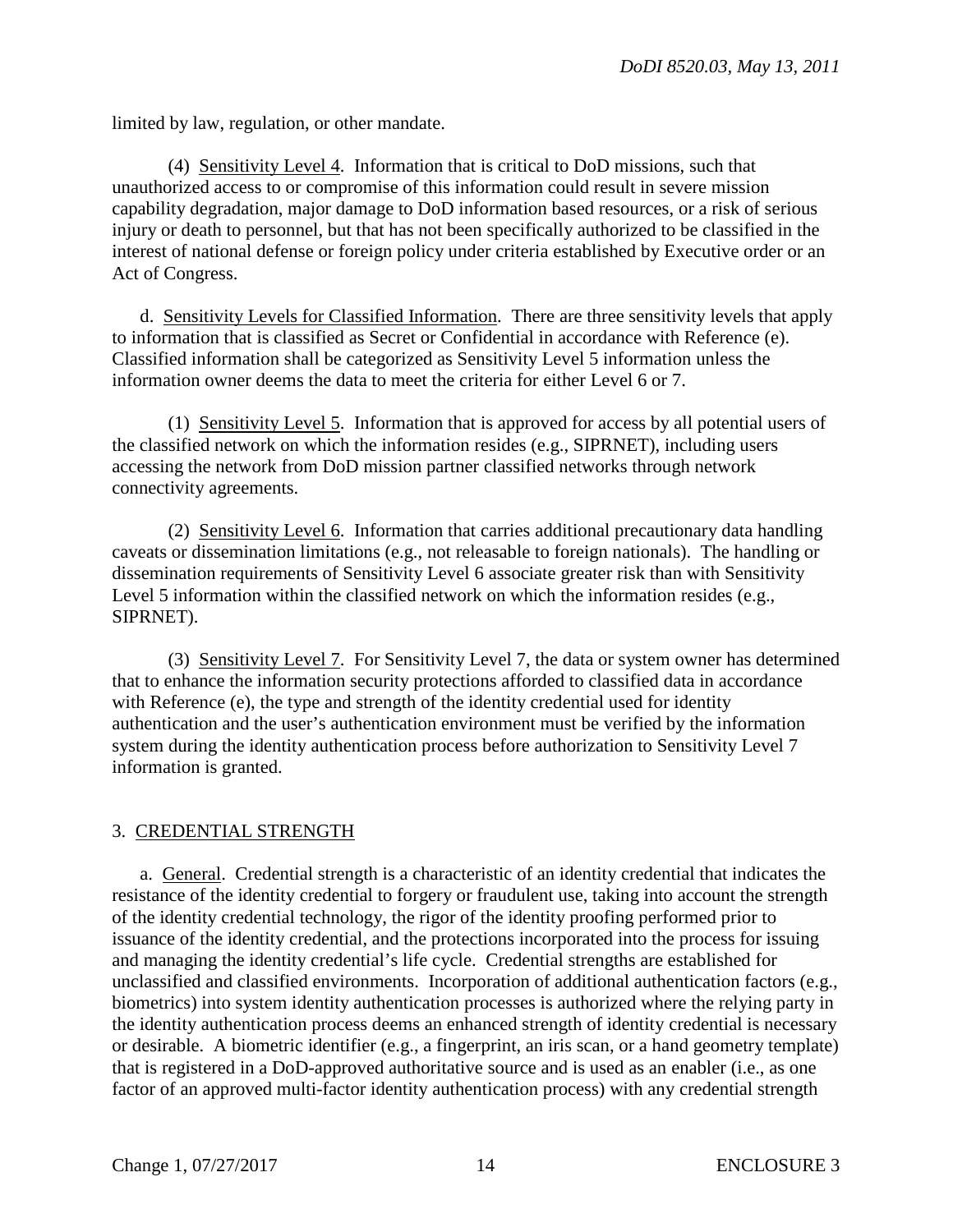limited by law, regulation, or other mandate.

(4) Sensitivity Level 4. Information that is critical to DoD missions, such that unauthorized access to or compromise of this information could result in severe mission capability degradation, major damage to DoD information based resources, or a risk of serious injury or death to personnel, but that has not been specifically authorized to be classified in the interest of national defense or foreign policy under criteria established by Executive order or an Act of Congress.

d. Sensitivity Levels for Classified Information. There are three sensitivity levels that apply to information that is classified as Secret or Confidential in accordance with Reference (e). Classified information shall be categorized as Sensitivity Level 5 information unless the information owner deems the data to meet the criteria for either Level 6 or 7.

(1) Sensitivity Level 5. Information that is approved for access by all potential users of the classified network on which the information resides (e.g., SIPRNET), including users accessing the network from DoD mission partner classified networks through network connectivity agreements.

(2) Sensitivity Level 6. Information that carries additional precautionary data handling caveats or dissemination limitations (e.g., not releasable to foreign nationals). The handling or dissemination requirements of Sensitivity Level 6 associate greater risk than with Sensitivity Level 5 information within the classified network on which the information resides (e.g., SIPRNET).

(3) Sensitivity Level 7. For Sensitivity Level 7, the data or system owner has determined that to enhance the information security protections afforded to classified data in accordance with Reference (e), the type and strength of the identity credential used for identity authentication and the user's authentication environment must be verified by the information system during the identity authentication process before authorization to Sensitivity Level 7 information is granted.

## 3. CREDENTIAL STRENGTH

a. General. Credential strength is a characteristic of an identity credential that indicates the resistance of the identity credential to forgery or fraudulent use, taking into account the strength of the identity credential technology, the rigor of the identity proofing performed prior to issuance of the identity credential, and the protections incorporated into the process for issuing and managing the identity credential's life cycle. Credential strengths are established for unclassified and classified environments. Incorporation of additional authentication factors (e.g., biometrics) into system identity authentication processes is authorized where the relying party in the identity authentication process deems an enhanced strength of identity credential is necessary or desirable. A biometric identifier (e.g., a fingerprint, an iris scan, or a hand geometry template) that is registered in a DoD-approved authoritative source and is used as an enabler (i.e., as one factor of an approved multi-factor identity authentication process) with any credential strength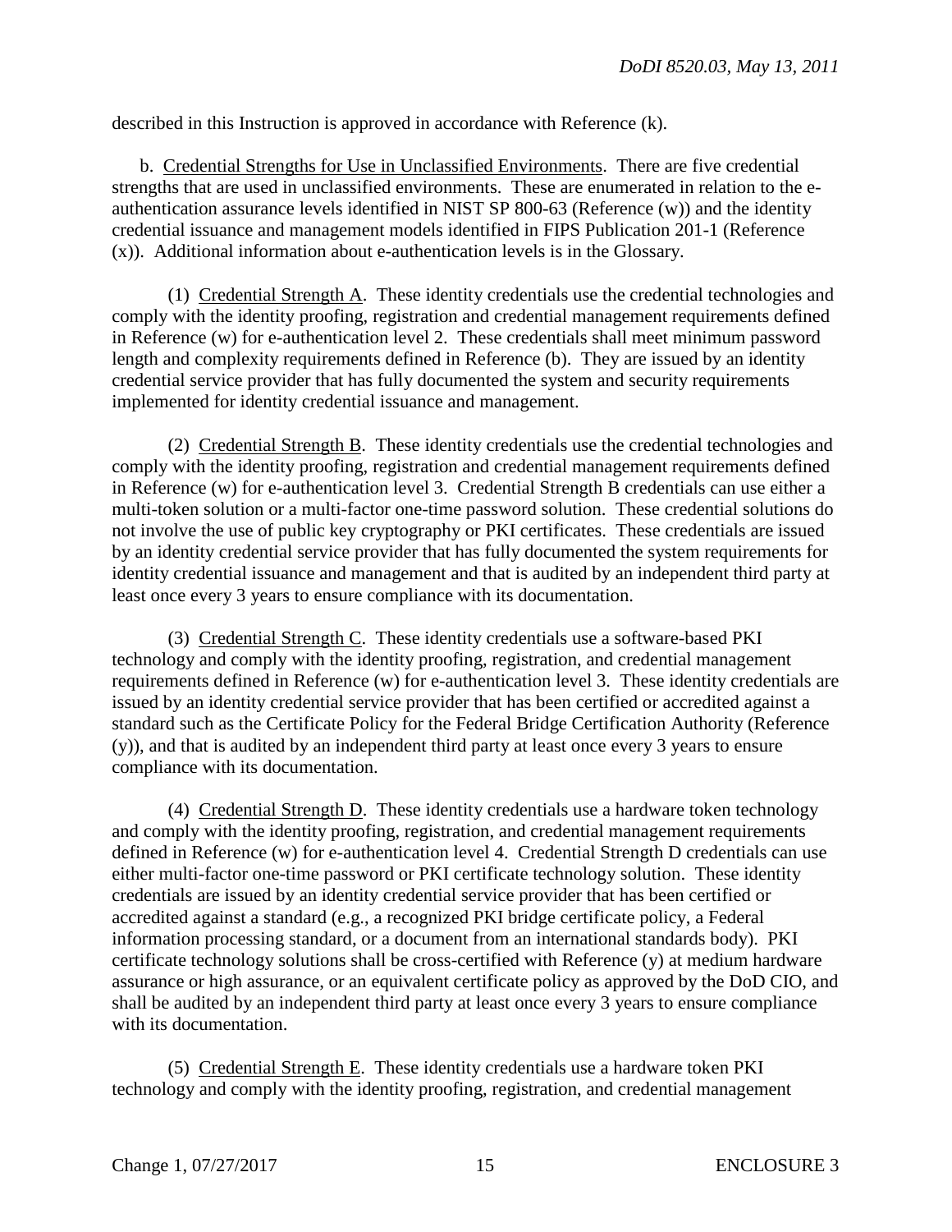described in this Instruction is approved in accordance with Reference (k).

b. Credential Strengths for Use in Unclassified Environments. There are five credential strengths that are used in unclassified environments. These are enumerated in relation to the e-authentication assurance levels identified in NIST SP 800-63 (Reference (w)) and the identity credential issuance and management models identified in FIPS Publication 201-1 (Reference (x)). Additional information about e-authentication levels is in the Glossary.

(1) Credential Strength A. These identity credentials use the credential technologies and comply with the identity proofing, registration and credential management requirements defined in Reference (w) for e-authentication level 2. These credentials shall meet minimum password length and complexity requirements defined in Reference (b). They are issued by an identity credential service provider that has fully documented the system and security requirements implemented for identity credential issuance and management.

(2) Credential Strength B. These identity credentials use the credential technologies and comply with the identity proofing, registration and credential management requirements defined in Reference (w) for e-authentication level 3. Credential Strength B credentials can use either a multi-token solution or a multi-factor one-time password solution. These credential solutions do not involve the use of public key cryptography or PKI certificates. These credentials are issued by an identity credential service provider that has fully documented the system requirements for identity credential issuance and management and that is audited by an independent third party at least once every 3 years to ensure compliance with its documentation.

(3) Credential Strength C. These identity credentials use a software-based PKI technology and comply with the identity proofing, registration, and credential management requirements defined in Reference (w) for e-authentication level 3. These identity credentials are issued by an identity credential service provider that has been certified or accredited against a standard such as the Certificate Policy for the Federal Bridge Certification Authority (Reference (y)), and that is audited by an independent third party at least once every 3 years to ensure compliance with its documentation.

(4) Credential Strength D. These identity credentials use a hardware token technology and comply with the identity proofing, registration, and credential management requirements defined in Reference (w) for e-authentication level 4. Credential Strength D credentials can use either multi-factor one-time password or PKI certificate technology solution. These identity credentials are issued by an identity credential service provider that has been certified or accredited against a standard (e.g., a recognized PKI bridge certificate policy, a Federal information processing standard, or a document from an international standards body). PKI certificate technology solutions shall be cross-certified with Reference (y) at medium hardware assurance or high assurance, or an equivalent certificate policy as approved by the DoD CIO, and shall be audited by an independent third party at least once every 3 years to ensure compliance with its documentation.

(5) Credential Strength E. These identity credentials use a hardware token PKI technology and comply with the identity proofing, registration, and credential management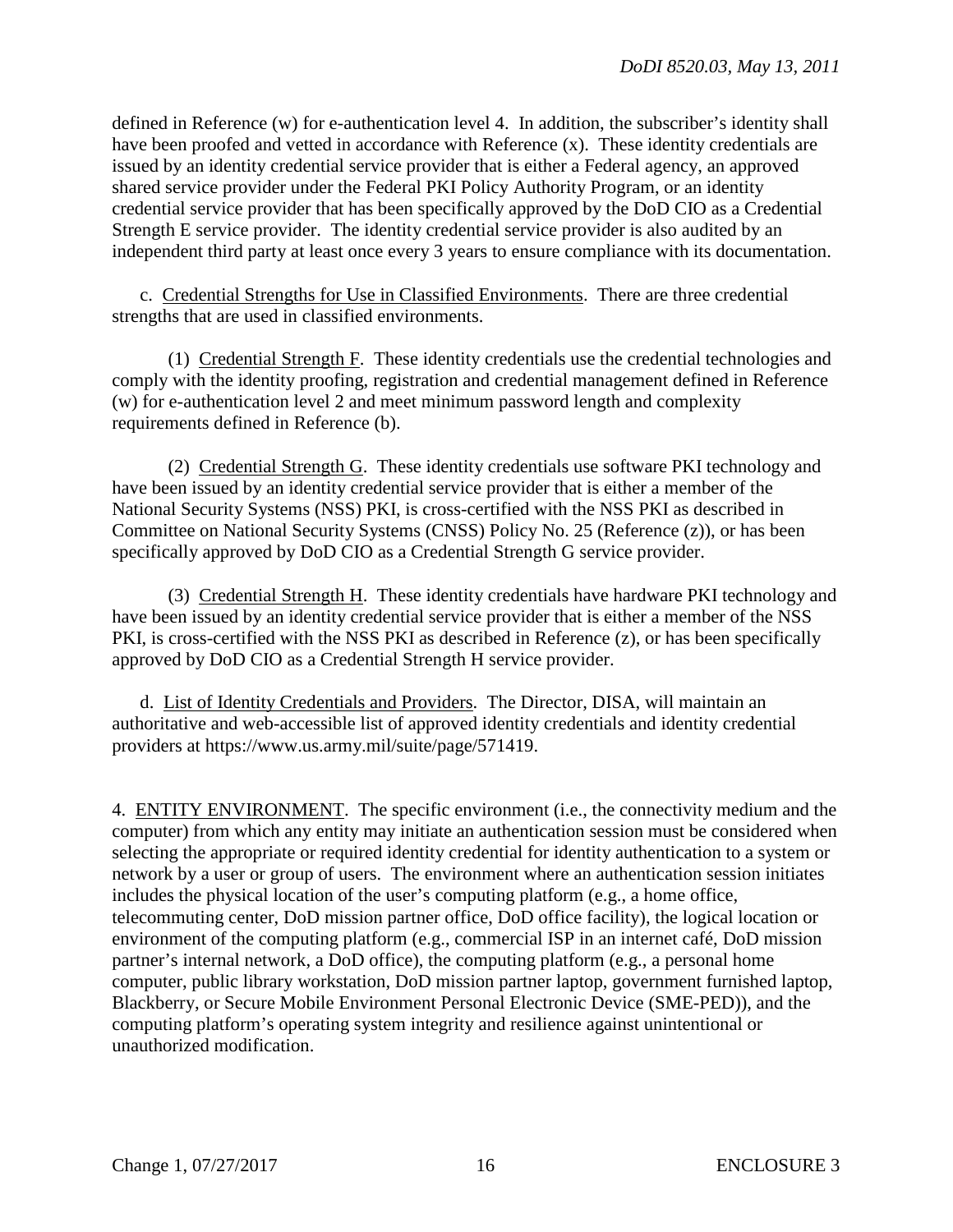defined in Reference (w) for e-authentication level 4. In addition, the subscriber's identity shall have been proofed and vetted in accordance with Reference (x). These identity credentials are issued by an identity credential service provider that is either a Federal agency, an approved shared service provider under the Federal PKI Policy Authority Program, or an identity credential service provider that has been specifically approved by the DoD CIO as a Credential Strength E service provider. The identity credential service provider is also audited by an independent third party at least once every 3 years to ensure compliance with its documentation.

c. Credential Strengths for Use in Classified Environments. There are three credential strengths that are used in classified environments.

(1) Credential Strength F. These identity credentials use the credential technologies and comply with the identity proofing, registration and credential management defined in Reference (w) for e-authentication level 2 and meet minimum password length and complexity requirements defined in Reference (b).

(2) Credential Strength G. These identity credentials use software PKI technology and have been issued by an identity credential service provider that is either a member of the National Security Systems (NSS) PKI, is cross-certified with the NSS PKI as described in Committee on National Security Systems (CNSS) Policy No. 25 (Reference (z)), or has been specifically approved by DoD CIO as a Credential Strength G service provider.

(3) Credential Strength H. These identity credentials have hardware PKI technology and have been issued by an identity credential service provider that is either a member of the NSS PKI, is cross-certified with the NSS PKI as described in Reference (z), or has been specifically approved by DoD CIO as a Credential Strength H service provider.

d. List of Identity Credentials and Providers. The Director, DISA, will maintain an authoritative and web-accessible list of approved identity credentials and identity credential providers at https://www.us.army.mil/suite/page/571419.

4. ENTITY ENVIRONMENT. The specific environment (i.e., the connectivity medium and the computer) from which any entity may initiate an authentication session must be considered when selecting the appropriate or required identity credential for identity authentication to a system or network by a user or group of users. The environment where an authentication session initiates includes the physical location of the user's computing platform (e.g., a home office, telecommuting center, DoD mission partner office, DoD office facility), the logical location or environment of the computing platform (e.g., commercial ISP in an internet café, DoD mission partner's internal network, a DoD office), the computing platform (e.g., a personal home computer, public library workstation, DoD mission partner laptop, government furnished laptop, Blackberry, or Secure Mobile Environment Personal Electronic Device (SME-PED)), and the computing platform's operating system integrity and resilience against unintentional or unauthorized modification.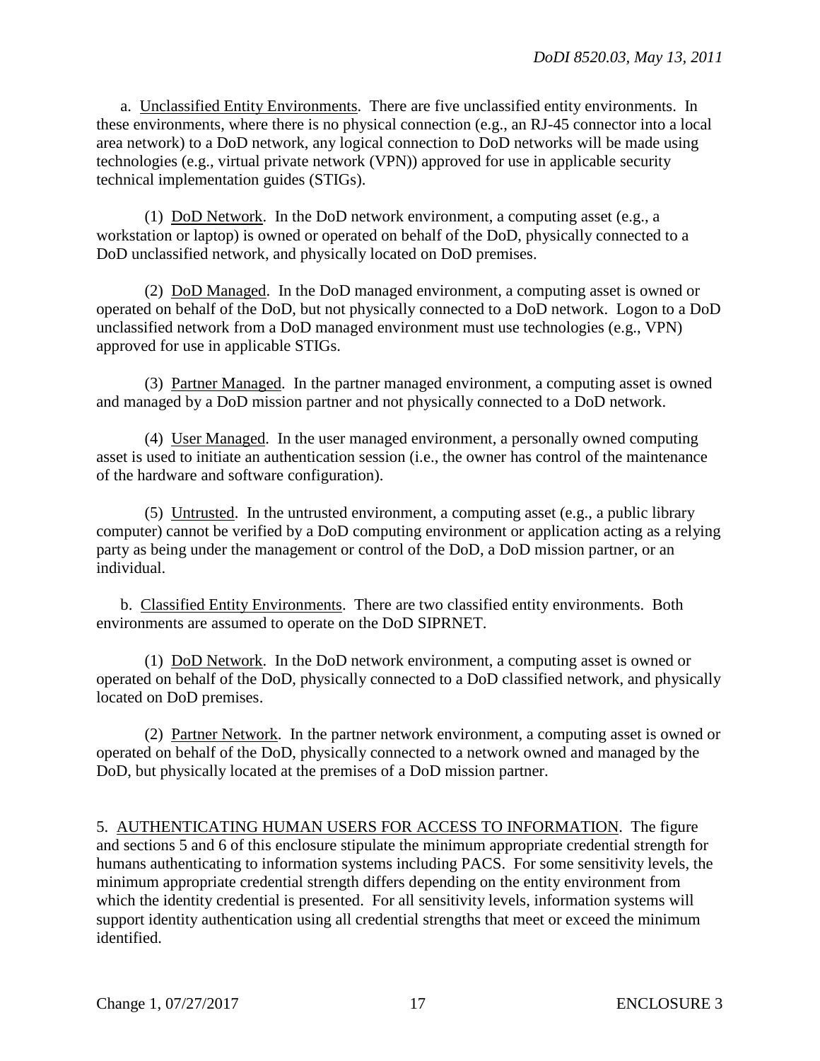a. Unclassified Entity Environments. There are five unclassified entity environments. In these environments, where there is no physical connection (e.g., an RJ-45 connector into a local area network) to a DoD network, any logical connection to DoD networks will be made using technologies (e.g., virtual private network (VPN)) approved for use in applicable security technical implementation guides (STIGs).

(1) DoD Network. In the DoD network environment, a computing asset (e.g., a workstation or laptop) is owned or operated on behalf of the DoD, physically connected to a DoD unclassified network, and physically located on DoD premises.

(2) DoD Managed. In the DoD managed environment, a computing asset is owned or operated on behalf of the DoD, but not physically connected to a DoD network. Logon to a DoD unclassified network from a DoD managed environment must use technologies (e.g., VPN) approved for use in applicable STIGs.

(3) Partner Managed. In the partner managed environment, a computing asset is owned and managed by a DoD mission partner and not physically connected to a DoD network.

(4) User Managed. In the user managed environment, a personally owned computing asset is used to initiate an authentication session (i.e., the owner has control of the maintenance of the hardware and software configuration).

(5) Untrusted. In the untrusted environment, a computing asset (e.g., a public library computer) cannot be verified by a DoD computing environment or application acting as a relying party as being under the management or control of the DoD, a DoD mission partner, or an individual.

b. Classified Entity Environments. There are two classified entity environments. Both environments are assumed to operate on the DoD SIPRNET.

(1) DoD Network. In the DoD network environment, a computing asset is owned or operated on behalf of the DoD, physically connected to a DoD classified network, and physically located on DoD premises.

(2) Partner Network. In the partner network environment, a computing asset is owned or operated on behalf of the DoD, physically connected to a network owned and managed by the DoD, but physically located at the premises of a DoD mission partner.

5. AUTHENTICATING HUMAN USERS FOR ACCESS TO INFORMATION. The figure and sections 5 and 6 of this enclosure stipulate the minimum appropriate credential strength for humans authenticating to information systems including PACS. For some sensitivity levels, the minimum appropriate credential strength differs depending on the entity environment from which the identity credential is presented. For all sensitivity levels, information systems will support identity authentication using all credential strengths that meet or exceed the minimum identified.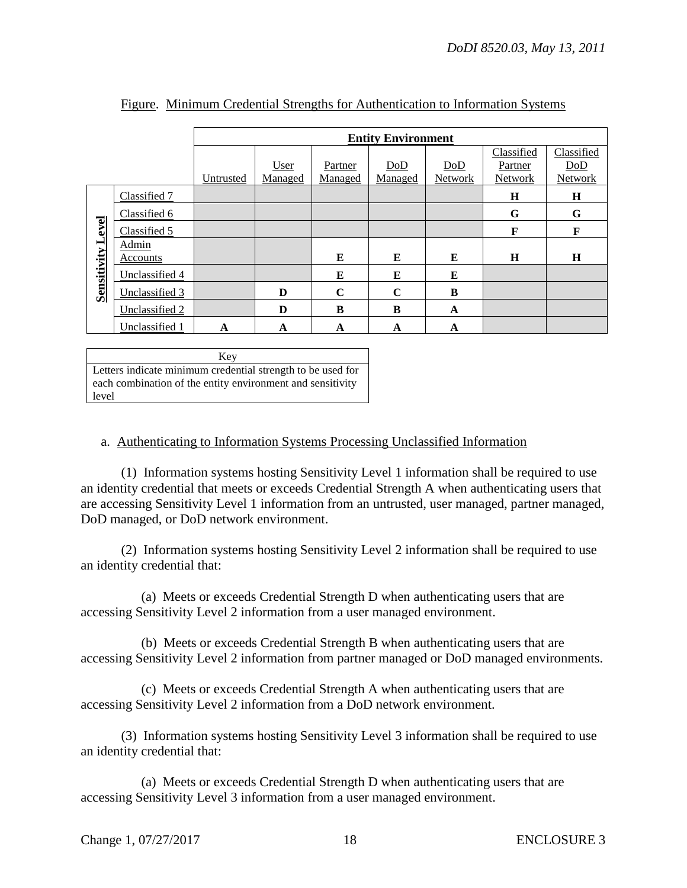Figure. Minimum Credential Strengths for Authentication to Information Systems

| | | Entity Environment | | | | | | |
|---|---|---|---|---|---|---|---|---|
| | | Untrusted | User Managed | Partner Managed | DoD Managed | DoD Network | Classified Partner Network | Classified DoD Network |
| Sensitivity Level | Classified 7 | | | | | | **H** | **H** |
| | Classified 6 | | | | | | **G** | **G** |
| | Classified 5 | | | | | | **F** | **F** |
| | Admin Accounts | | | **E** | **E** | **E** | **H** | **H** |
| | Unclassified 4 | | | **E** | **E** | **E** | | |
| | Unclassified 3 | | **D** | **C** | **C** | **B** | | |
| | Unclassified 2 | | **D** | **B** | **B** | **A** | | |
| | Unclassified 1 | **A** | **A** | **A** | **A** | **A** | | |

| Key |
|---|
| Letters indicate minimum credential strength to be used for each combination of the entity environment and sensitivity level |

a. Authenticating to Information Systems Processing Unclassified Information

(1) Information systems hosting Sensitivity Level 1 information shall be required to use an identity credential that meets or exceeds Credential Strength A when authenticating users that are accessing Sensitivity Level 1 information from an untrusted, user managed, partner managed, DoD managed, or DoD network environment.

(2) Information systems hosting Sensitivity Level 2 information shall be required to use an identity credential that:

(a) Meets or exceeds Credential Strength D when authenticating users that are accessing Sensitivity Level 2 information from a user managed environment.

(b) Meets or exceeds Credential Strength B when authenticating users that are accessing Sensitivity Level 2 information from partner managed or DoD managed environments.

(c) Meets or exceeds Credential Strength A when authenticating users that are accessing Sensitivity Level 2 information from a DoD network environment.

(3) Information systems hosting Sensitivity Level 3 information shall be required to use an identity credential that:

(a) Meets or exceeds Credential Strength D when authenticating users that are accessing Sensitivity Level 3 information from a user managed environment.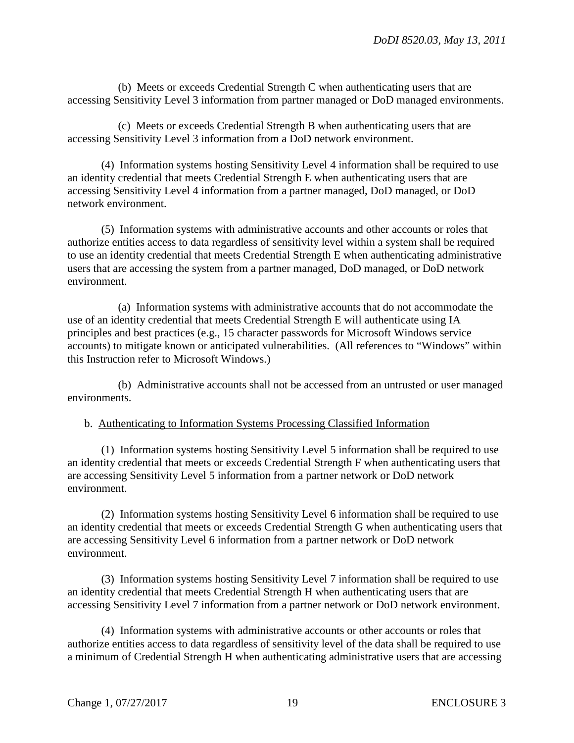(b) Meets or exceeds Credential Strength C when authenticating users that are accessing Sensitivity Level 3 information from partner managed or DoD managed environments.

(c) Meets or exceeds Credential Strength B when authenticating users that are accessing Sensitivity Level 3 information from a DoD network environment.

(4) Information systems hosting Sensitivity Level 4 information shall be required to use an identity credential that meets Credential Strength E when authenticating users that are accessing Sensitivity Level 4 information from a partner managed, DoD managed, or DoD network environment.

(5) Information systems with administrative accounts and other accounts or roles that authorize entities access to data regardless of sensitivity level within a system shall be required to use an identity credential that meets Credential Strength E when authenticating administrative users that are accessing the system from a partner managed, DoD managed, or DoD network environment.

(a) Information systems with administrative accounts that do not accommodate the use of an identity credential that meets Credential Strength E will authenticate using IA principles and best practices (e.g., 15 character passwords for Microsoft Windows service accounts) to mitigate known or anticipated vulnerabilities. (All references to "Windows" within this Instruction refer to Microsoft Windows.)

(b) Administrative accounts shall not be accessed from an untrusted or user managed environments.

b. Authenticating to Information Systems Processing Classified Information

(1) Information systems hosting Sensitivity Level 5 information shall be required to use an identity credential that meets or exceeds Credential Strength F when authenticating users that are accessing Sensitivity Level 5 information from a partner network or DoD network environment.

(2) Information systems hosting Sensitivity Level 6 information shall be required to use an identity credential that meets or exceeds Credential Strength G when authenticating users that are accessing Sensitivity Level 6 information from a partner network or DoD network environment.

(3) Information systems hosting Sensitivity Level 7 information shall be required to use an identity credential that meets Credential Strength H when authenticating users that are accessing Sensitivity Level 7 information from a partner network or DoD network environment.

(4) Information systems with administrative accounts or other accounts or roles that authorize entities access to data regardless of sensitivity level of the data shall be required to use a minimum of Credential Strength H when authenticating administrative users that are accessing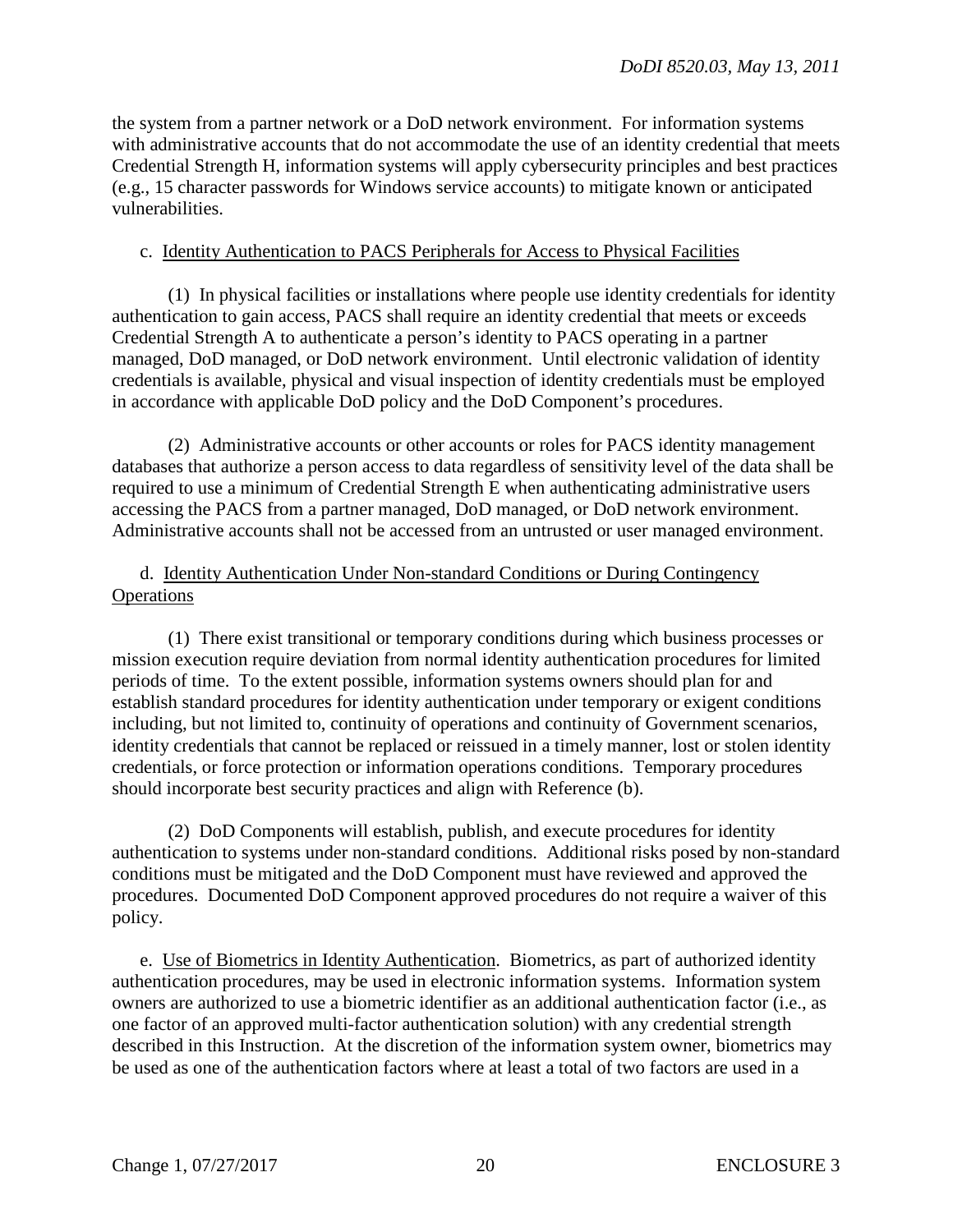the system from a partner network or a DoD network environment. For information systems with administrative accounts that do not accommodate the use of an identity credential that meets Credential Strength H, information systems will apply cybersecurity principles and best practices (e.g., 15 character passwords for Windows service accounts) to mitigate known or anticipated vulnerabilities.

c. Identity Authentication to PACS Peripherals for Access to Physical Facilities

(1) In physical facilities or installations where people use identity credentials for identity authentication to gain access, PACS shall require an identity credential that meets or exceeds Credential Strength A to authenticate a person's identity to PACS operating in a partner managed, DoD managed, or DoD network environment. Until electronic validation of identity credentials is available, physical and visual inspection of identity credentials must be employed in accordance with applicable DoD policy and the DoD Component's procedures.

(2) Administrative accounts or other accounts or roles for PACS identity management databases that authorize a person access to data regardless of sensitivity level of the data shall be required to use a minimum of Credential Strength E when authenticating administrative users accessing the PACS from a partner managed, DoD managed, or DoD network environment. Administrative accounts shall not be accessed from an untrusted or user managed environment.

d. Identity Authentication Under Non-standard Conditions or During Contingency Operations

(1) There exist transitional or temporary conditions during which business processes or mission execution require deviation from normal identity authentication procedures for limited periods of time. To the extent possible, information systems owners should plan for and establish standard procedures for identity authentication under temporary or exigent conditions including, but not limited to, continuity of operations and continuity of Government scenarios, identity credentials that cannot be replaced or reissued in a timely manner, lost or stolen identity credentials, or force protection or information operations conditions. Temporary procedures should incorporate best security practices and align with Reference (b).

(2) DoD Components will establish, publish, and execute procedures for identity authentication to systems under non-standard conditions. Additional risks posed by non-standard conditions must be mitigated and the DoD Component must have reviewed and approved the procedures. Documented DoD Component approved procedures do not require a waiver of this policy.

e. Use of Biometrics in Identity Authentication. Biometrics, as part of authorized identity authentication procedures, may be used in electronic information systems. Information system owners are authorized to use a biometric identifier as an additional authentication factor (i.e., as one factor of an approved multi-factor authentication solution) with any credential strength described in this Instruction. At the discretion of the information system owner, biometrics may be used as one of the authentication factors where at least a total of two factors are used in a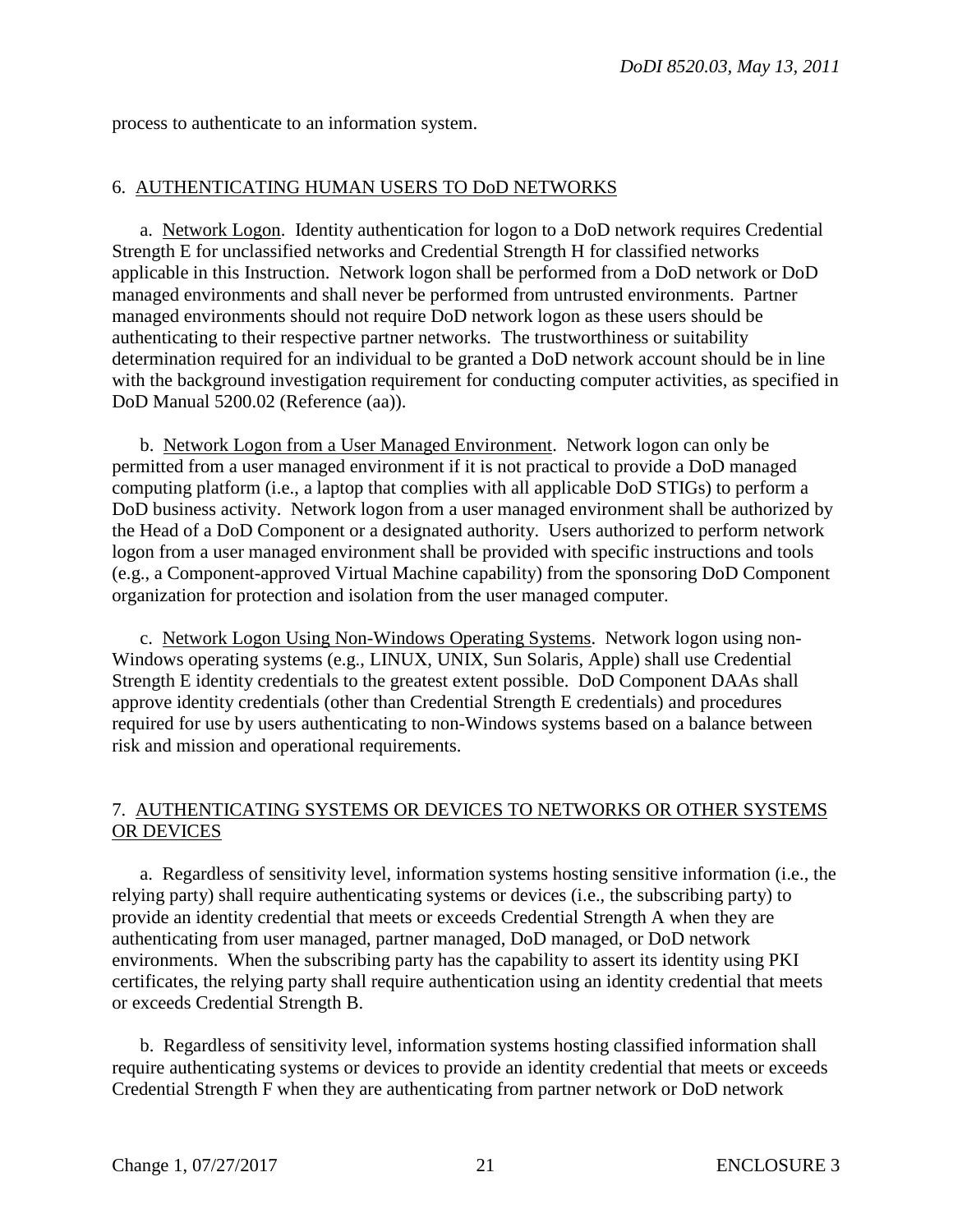process to authenticate to an information system.

## 6. AUTHENTICATING HUMAN USERS TO DoD NETWORKS

a. Network Logon. Identity authentication for logon to a DoD network requires Credential Strength E for unclassified networks and Credential Strength H for classified networks applicable in this Instruction. Network logon shall be performed from a DoD network or DoD managed environments and shall never be performed from untrusted environments. Partner managed environments should not require DoD network logon as these users should be authenticating to their respective partner networks. The trustworthiness or suitability determination required for an individual to be granted a DoD network account should be in line with the background investigation requirement for conducting computer activities, as specified in DoD Manual 5200.02 (Reference (aa)).

b. Network Logon from a User Managed Environment. Network logon can only be permitted from a user managed environment if it is not practical to provide a DoD managed computing platform (i.e., a laptop that complies with all applicable DoD STIGs) to perform a DoD business activity. Network logon from a user managed environment shall be authorized by the Head of a DoD Component or a designated authority. Users authorized to perform network logon from a user managed environment shall be provided with specific instructions and tools (e.g., a Component-approved Virtual Machine capability) from the sponsoring DoD Component organization for protection and isolation from the user managed computer.

c. Network Logon Using Non-Windows Operating Systems. Network logon using non-Windows operating systems (e.g., LINUX, UNIX, Sun Solaris, Apple) shall use Credential Strength E identity credentials to the greatest extent possible. DoD Component DAAs shall approve identity credentials (other than Credential Strength E credentials) and procedures required for use by users authenticating to non-Windows systems based on a balance between risk and mission and operational requirements.

## 7. AUTHENTICATING SYSTEMS OR DEVICES TO NETWORKS OR OTHER SYSTEMS OR DEVICES

a. Regardless of sensitivity level, information systems hosting sensitive information (i.e., the relying party) shall require authenticating systems or devices (i.e., the subscribing party) to provide an identity credential that meets or exceeds Credential Strength A when they are authenticating from user managed, partner managed, DoD managed, or DoD network environments. When the subscribing party has the capability to assert its identity using PKI certificates, the relying party shall require authentication using an identity credential that meets or exceeds Credential Strength B.

b. Regardless of sensitivity level, information systems hosting classified information shall require authenticating systems or devices to provide an identity credential that meets or exceeds Credential Strength F when they are authenticating from partner network or DoD network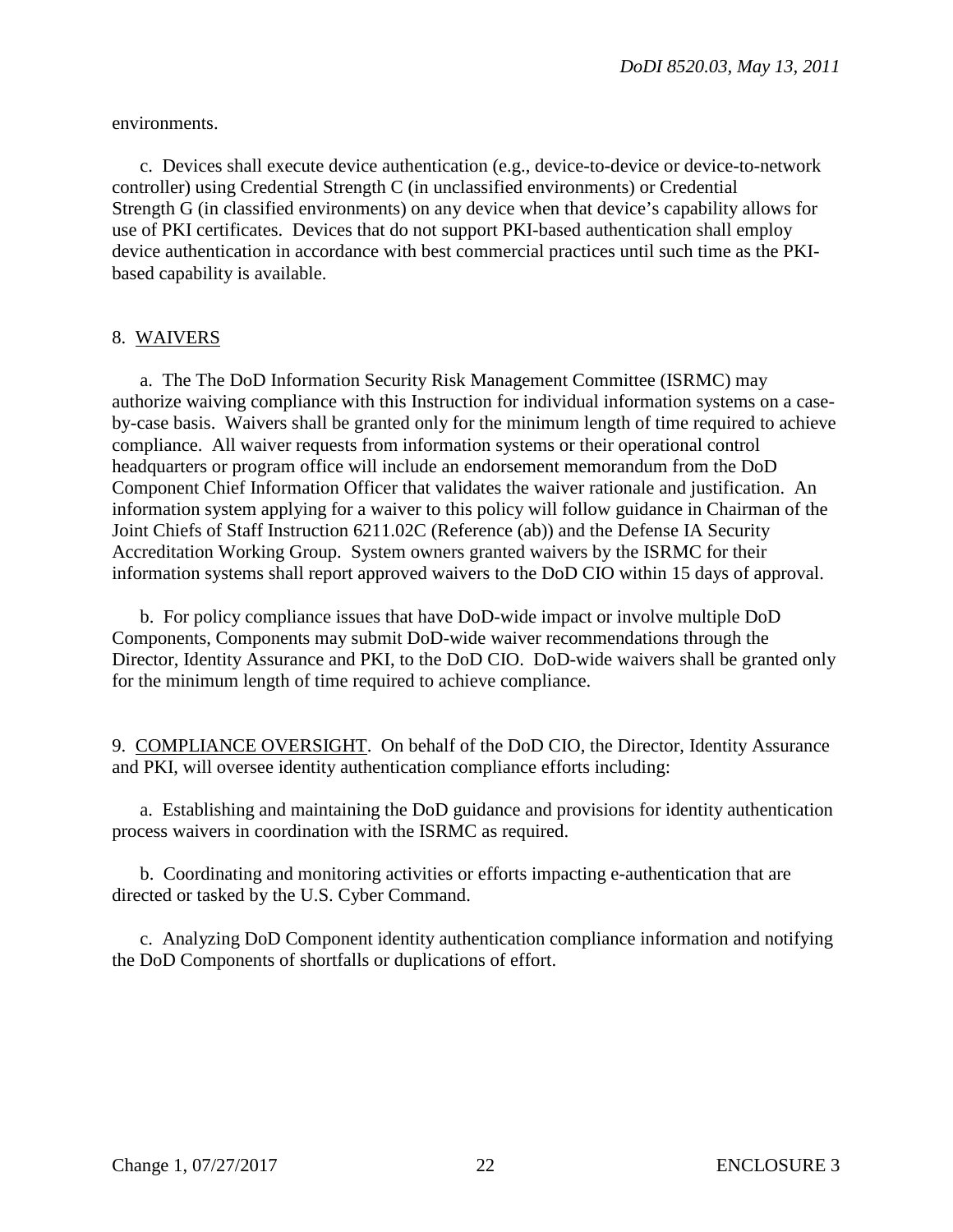environments.

c. Devices shall execute device authentication (e.g., device-to-device or device-to-network controller) using Credential Strength C (in unclassified environments) or Credential Strength G (in classified environments) on any device when that device's capability allows for use of PKI certificates. Devices that do not support PKI-based authentication shall employ device authentication in accordance with best commercial practices until such time as the PKI-based capability is available.

8. <u>WAIVERS</u>

a. The The DoD Information Security Risk Management Committee (ISRMC) may authorize waiving compliance with this Instruction for individual information systems on a case-by-case basis. Waivers shall be granted only for the minimum length of time required to achieve compliance. All waiver requests from information systems or their operational control headquarters or program office will include an endorsement memorandum from the DoD Component Chief Information Officer that validates the waiver rationale and justification. An information system applying for a waiver to this policy will follow guidance in Chairman of the Joint Chiefs of Staff Instruction 6211.02C (Reference (ab)) and the Defense IA Security Accreditation Working Group. System owners granted waivers by the ISRMC for their information systems shall report approved waivers to the DoD CIO within 15 days of approval.

b. For policy compliance issues that have DoD-wide impact or involve multiple DoD Components, Components may submit DoD-wide waiver recommendations through the Director, Identity Assurance and PKI, to the DoD CIO. DoD-wide waivers shall be granted only for the minimum length of time required to achieve compliance.

9. <u>COMPLIANCE OVERSIGHT</u>. On behalf of the DoD CIO, the Director, Identity Assurance and PKI, will oversee identity authentication compliance efforts including:

a. Establishing and maintaining the DoD guidance and provisions for identity authentication process waivers in coordination with the ISRMC as required.

b. Coordinating and monitoring activities or efforts impacting e-authentication that are directed or tasked by the U.S. Cyber Command.

c. Analyzing DoD Component identity authentication compliance information and notifying the DoD Components of shortfalls or duplications of effort.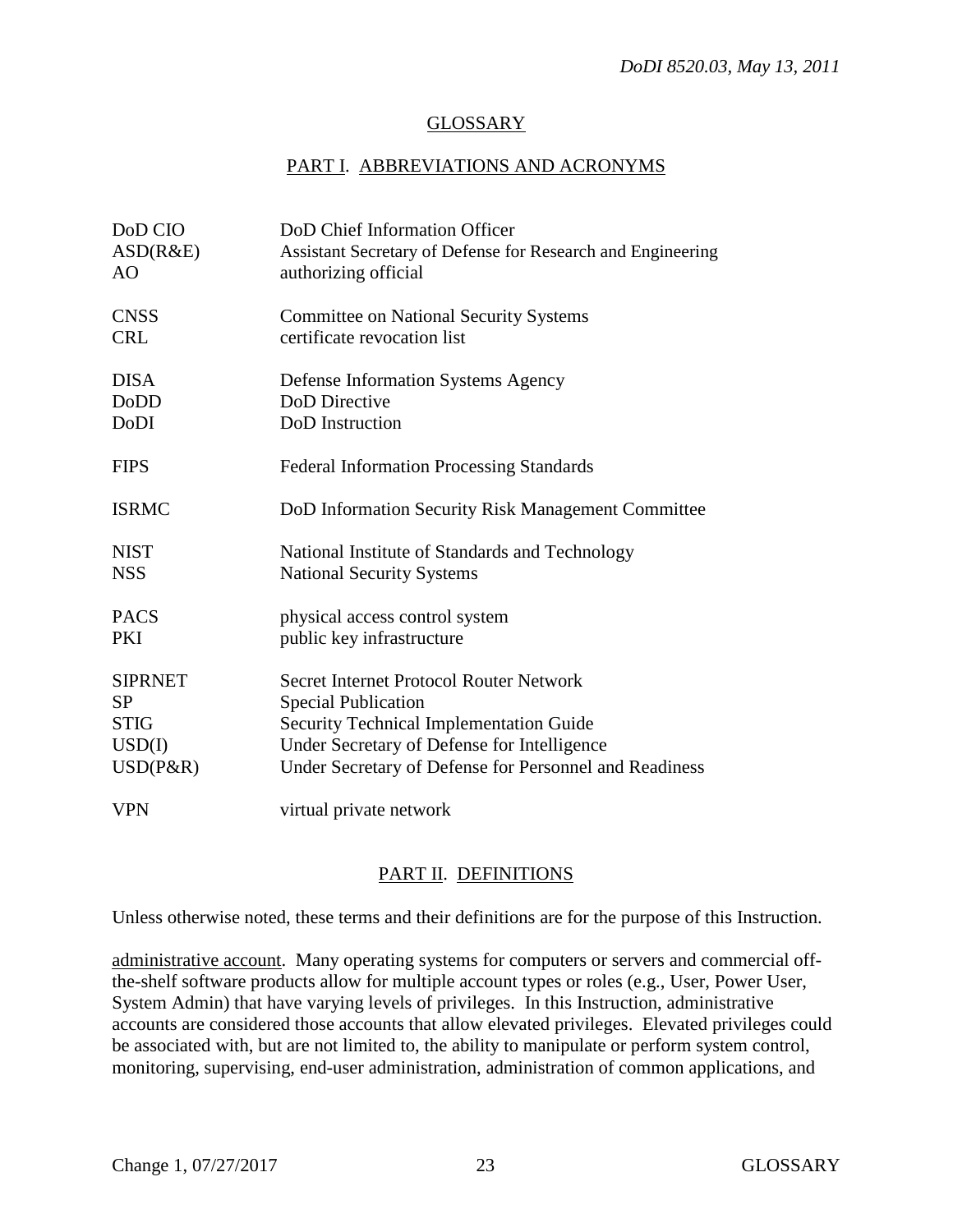## GLOSSARY

### PART I. ABBREVIATIONS AND ACRONYMS

| | |
|---|---|
| DoD CIO | DoD Chief Information Officer |
| ASD(R&E) | Assistant Secretary of Defense for Research and Engineering |
| AO | authorizing official |
| CNSS | Committee on National Security Systems |
| CRL | certificate revocation list |
| DISA | Defense Information Systems Agency |
| DoDD | DoD Directive |
| DoDI | DoD Instruction |
| FIPS | Federal Information Processing Standards |
| ISRMC | DoD Information Security Risk Management Committee |
| NIST | National Institute of Standards and Technology |
| NSS | National Security Systems |
| PACS | physical access control system |
| PKI | public key infrastructure |
| SIPRNET | Secret Internet Protocol Router Network |
| SP | Special Publication |
| STIG | Security Technical Implementation Guide |
| USD(I) | Under Secretary of Defense for Intelligence |
| USD(P&R) | Under Secretary of Defense for Personnel and Readiness |
| VPN | virtual private network |

### PART II. DEFINITIONS

Unless otherwise noted, these terms and their definitions are for the purpose of this Instruction.

administrative account. Many operating systems for computers or servers and commercial off-the-shelf software products allow for multiple account types or roles (e.g., User, Power User, System Admin) that have varying levels of privileges. In this Instruction, administrative accounts are considered those accounts that allow elevated privileges. Elevated privileges could be associated with, but are not limited to, the ability to manipulate or perform system control, monitoring, supervising, end-user administration, administration of common applications, and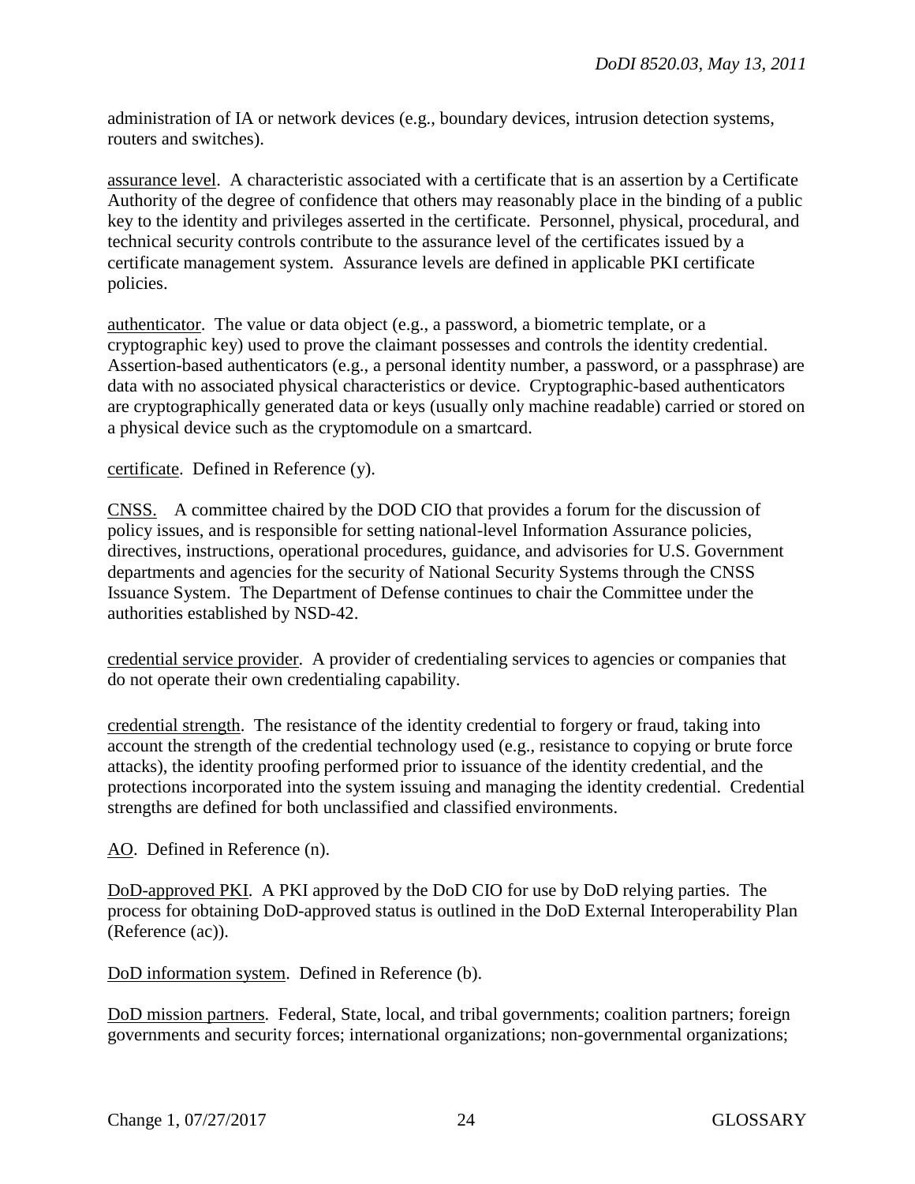administration of IA or network devices (e.g., boundary devices, intrusion detection systems, routers and switches).

assurance level. A characteristic associated with a certificate that is an assertion by a Certificate Authority of the degree of confidence that others may reasonably place in the binding of a public key to the identity and privileges asserted in the certificate. Personnel, physical, procedural, and technical security controls contribute to the assurance level of the certificates issued by a certificate management system. Assurance levels are defined in applicable PKI certificate policies.

authenticator. The value or data object (e.g., a password, a biometric template, or a cryptographic key) used to prove the claimant possesses and controls the identity credential. Assertion-based authenticators (e.g., a personal identity number, a password, or a passphrase) are data with no associated physical characteristics or device. Cryptographic-based authenticators are cryptographically generated data or keys (usually only machine readable) carried or stored on a physical device such as the cryptomodule on a smartcard.

certificate. Defined in Reference (y).

CNSS. A committee chaired by the DOD CIO that provides a forum for the discussion of policy issues, and is responsible for setting national-level Information Assurance policies, directives, instructions, operational procedures, guidance, and advisories for U.S. Government departments and agencies for the security of National Security Systems through the CNSS Issuance System. The Department of Defense continues to chair the Committee under the authorities established by NSD-42.

credential service provider. A provider of credentialing services to agencies or companies that do not operate their own credentialing capability.

credential strength. The resistance of the identity credential to forgery or fraud, taking into account the strength of the credential technology used (e.g., resistance to copying or brute force attacks), the identity proofing performed prior to issuance of the identity credential, and the protections incorporated into the system issuing and managing the identity credential. Credential strengths are defined for both unclassified and classified environments.

AO. Defined in Reference (n).

DoD-approved PKI. A PKI approved by the DoD CIO for use by DoD relying parties. The process for obtaining DoD-approved status is outlined in the DoD External Interoperability Plan (Reference (ac)).

DoD information system. Defined in Reference (b).

DoD mission partners. Federal, State, local, and tribal governments; coalition partners; foreign governments and security forces; international organizations; non-governmental organizations;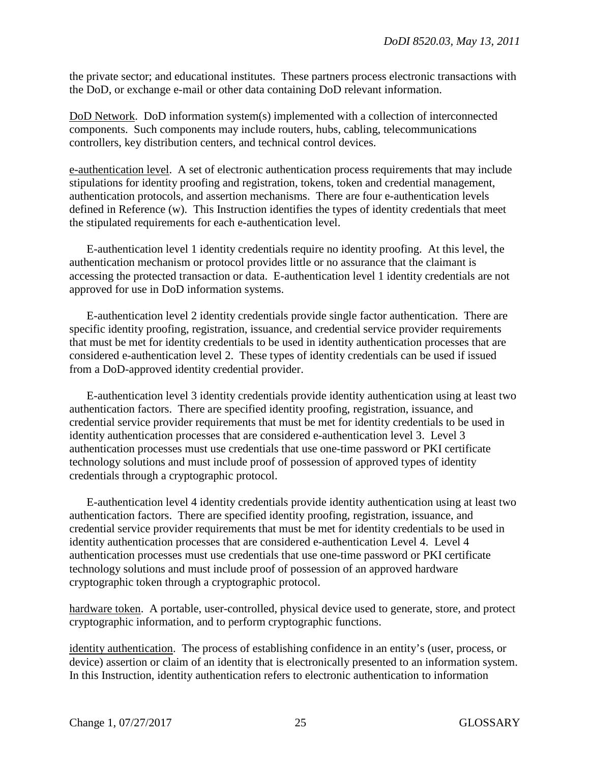the private sector; and educational institutes. These partners process electronic transactions with the DoD, or exchange e-mail or other data containing DoD relevant information.

DoD Network. DoD information system(s) implemented with a collection of interconnected components. Such components may include routers, hubs, cabling, telecommunications controllers, key distribution centers, and technical control devices.

e-authentication level. A set of electronic authentication process requirements that may include stipulations for identity proofing and registration, tokens, token and credential management, authentication protocols, and assertion mechanisms. There are four e-authentication levels defined in Reference (w). This Instruction identifies the types of identity credentials that meet the stipulated requirements for each e-authentication level.

E-authentication level 1 identity credentials require no identity proofing. At this level, the authentication mechanism or protocol provides little or no assurance that the claimant is accessing the protected transaction or data. E-authentication level 1 identity credentials are not approved for use in DoD information systems.

E-authentication level 2 identity credentials provide single factor authentication. There are specific identity proofing, registration, issuance, and credential service provider requirements that must be met for identity credentials to be used in identity authentication processes that are considered e-authentication level 2. These types of identity credentials can be used if issued from a DoD-approved identity credential provider.

E-authentication level 3 identity credentials provide identity authentication using at least two authentication factors. There are specified identity proofing, registration, issuance, and credential service provider requirements that must be met for identity credentials to be used in identity authentication processes that are considered e-authentication level 3. Level 3 authentication processes must use credentials that use one-time password or PKI certificate technology solutions and must include proof of possession of approved types of identity credentials through a cryptographic protocol.

E-authentication level 4 identity credentials provide identity authentication using at least two authentication factors. There are specified identity proofing, registration, issuance, and credential service provider requirements that must be met for identity credentials to be used in identity authentication processes that are considered e-authentication Level 4. Level 4 authentication processes must use credentials that use one-time password or PKI certificate technology solutions and must include proof of possession of an approved hardware cryptographic token through a cryptographic protocol.

hardware token. A portable, user-controlled, physical device used to generate, store, and protect cryptographic information, and to perform cryptographic functions.

identity authentication. The process of establishing confidence in an entity's (user, process, or device) assertion or claim of an identity that is electronically presented to an information system. In this Instruction, identity authentication refers to electronic authentication to information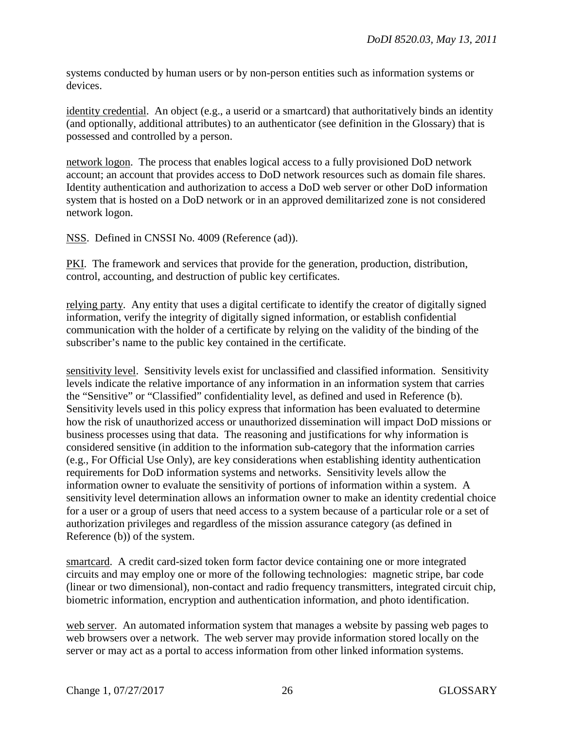systems conducted by human users or by non-person entities such as information systems or devices.

identity credential. An object (e.g., a userid or a smartcard) that authoritatively binds an identity (and optionally, additional attributes) to an authenticator (see definition in the Glossary) that is possessed and controlled by a person.

network logon. The process that enables logical access to a fully provisioned DoD network account; an account that provides access to DoD network resources such as domain file shares. Identity authentication and authorization to access a DoD web server or other DoD information system that is hosted on a DoD network or in an approved demilitarized zone is not considered network logon.

NSS. Defined in CNSSI No. 4009 (Reference (ad)).

PKI. The framework and services that provide for the generation, production, distribution, control, accounting, and destruction of public key certificates.

relying party. Any entity that uses a digital certificate to identify the creator of digitally signed information, verify the integrity of digitally signed information, or establish confidential communication with the holder of a certificate by relying on the validity of the binding of the subscriber's name to the public key contained in the certificate.

sensitivity level. Sensitivity levels exist for unclassified and classified information. Sensitivity levels indicate the relative importance of any information in an information system that carries the "Sensitive" or "Classified" confidentiality level, as defined and used in Reference (b). Sensitivity levels used in this policy express that information has been evaluated to determine how the risk of unauthorized access or unauthorized dissemination will impact DoD missions or business processes using that data. The reasoning and justifications for why information is considered sensitive (in addition to the information sub-category that the information carries (e.g., For Official Use Only), are key considerations when establishing identity authentication requirements for DoD information systems and networks. Sensitivity levels allow the information owner to evaluate the sensitivity of portions of information within a system. A sensitivity level determination allows an information owner to make an identity credential choice for a user or a group of users that need access to a system because of a particular role or a set of authorization privileges and regardless of the mission assurance category (as defined in Reference (b)) of the system.

smartcard. A credit card-sized token form factor device containing one or more integrated circuits and may employ one or more of the following technologies: magnetic stripe, bar code (linear or two dimensional), non-contact and radio frequency transmitters, integrated circuit chip, biometric information, encryption and authentication information, and photo identification.

web server. An automated information system that manages a website by passing web pages to web browsers over a network. The web server may provide information stored locally on the server or may act as a portal to access information from other linked information systems.